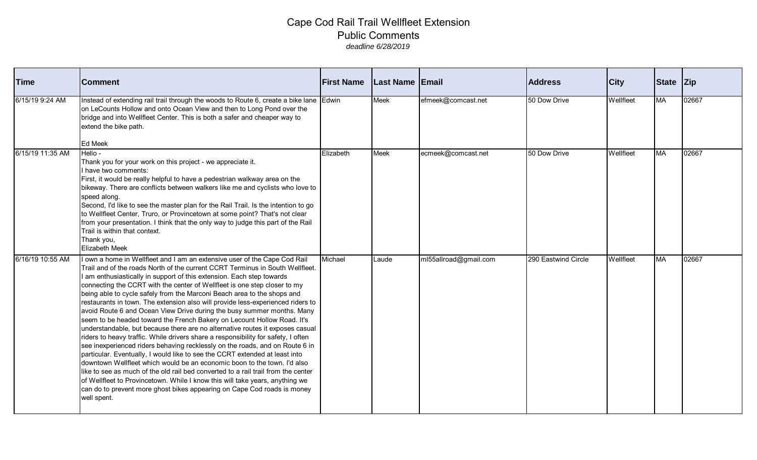# Cape Cod Rail Trail Wellfleet Extension

## Public Comments

*deadline 6/28/2019*

| Time | Comment | First Name | Last Name | Email | Address | City | State | Zip |
|---|---|---|---|---|---|---|---|---|
| 6/15/19 9:24 AM | Instead of extending rail trail through the woods to Route 6, create a bike lane on LeCounts Hollow and onto Ocean View and then to Long Pond over the bridge and into Wellfleet Center. This is both a safer and cheaper way to extend the bike path.<br><br>Ed Meek | Edwin | Meek | efmeek@comcast.net | 50 Dow Drive | Wellfleet | MA | 02667 |
| 6/15/19 11:35 AM | Hello -<br>Thank you for your work on this project - we appreciate it.<br>I have two comments:<br>First, it would be really helpful to have a pedestrian walkway area on the bikeway. There are conflicts between walkers like me and cyclists who love to speed along.<br>Second, I'd like to see the master plan for the Rail Trail. Is the intention to go to Wellfleet Center, Truro, or Provincetown at some point? That's not clear from your presentation. I think that the only way to judge this part of the Rail Trail is within that context.<br>Thank you,<br>Elizabeth Meek | Elizabeth | Meek | ecmeek@comcast.net | 50 Dow Drive | Wellfleet | MA | 02667 |
| 6/16/19 10:55 AM | I own a home in Wellfleet and I am an extensive user of the Cape Cod Rail Trail and of the roads North of the current CCRT Terminus in South Wellfleet. I am enthusiastically in support of this extension. Each step towards connecting the CCRT with the center of Wellfleet is one step closer to my being able to cycle safely from the Marconi Beach area to the shops and restaurants in town. The extension also will provide less-experienced riders to avoid Route 6 and Ocean View Drive during the busy summer months. Many seem to be headed toward the French Bakery on Lecount Hollow Road. It's understandable, but because there are no alternative routes it exposes casual riders to heavy traffic. While drivers share a responsibility for safety, I often see inexperienced riders behaving recklessly on the roads, and on Route 6 in particular. Eventually, I would like to see the CCRT extended at least into downtown Wellfleet which would be an economic boon to the town. I'd also like to see as much of the old rail bed converted to a rail trail from the center of Wellfleet to Provincetown. While I know this will take years, anything we can do to prevent more ghost bikes appearing on Cape Cod roads is money well spent. | Michael | Laude | ml55allroad@gmail.com | 290 Eastwind Circle | Wellfleet | MA | 02667 |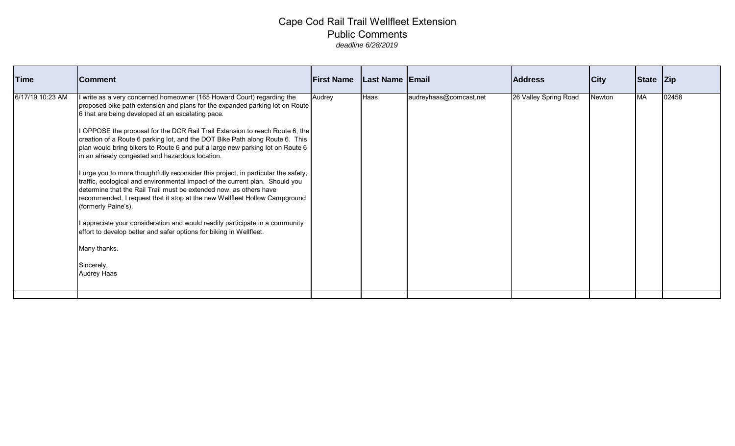# Cape Cod Rail Trail Wellfleet Extension

## Public Comments

*deadline 6/28/2019*

| Time | Comment | First Name | Last Name | Email | Address | City | State | Zip |
|---|---|---|---|---|---|---|---|---|
| 6/17/19 10:23 AM | I write as a very concerned homeowner (165 Howard Court) regarding the proposed bike path extension and plans for the expanded parking lot on Route 6 that are being developed at an escalating pace.<br><br>I OPPOSE the proposal for the DCR Rail Trail Extension to reach Route 6, the creation of a Route 6 parking lot, and the DOT Bike Path along Route 6. This plan would bring bikers to Route 6 and put a large new parking lot on Route 6 in an already congested and hazardous location.<br><br>I urge you to more thoughtfully reconsider this project, in particular the safety, traffic, ecological and environmental impact of the current plan. Should you determine that the Rail Trail must be extended now, as others have recommended. I request that it stop at the new Wellfleet Hollow Campground (formerly Paine's).<br><br>I appreciate your consideration and would readily participate in a community effort to develop better and safer options for biking in Wellfleet.<br><br>Many thanks.<br><br>Sincerely,<br>Audrey Haas | Audrey | Haas | audreyhaas@comcast.net | 26 Valley Spring Road | Newton | MA | 02458 |
| | | | | | | | | |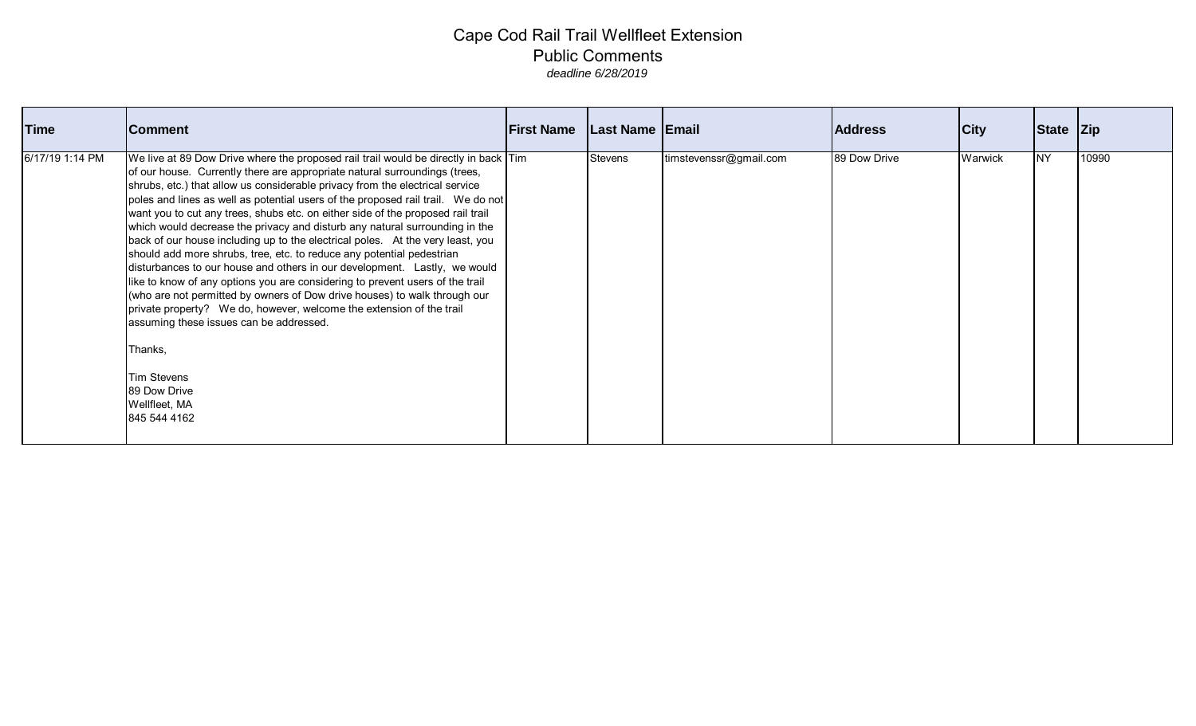# Cape Cod Rail Trail Wellfleet Extension

## Public Comments

*deadline 6/28/2019*

| Time | Comment | First Name | Last Name | Email | Address | City | State | Zip |
|---|---|---|---|---|---|---|---|---|
| 6/17/19 1:14 PM | We live at 89 Dow Drive where the proposed rail trail would be directly in back of our house. Currently there are appropriate natural surroundings (trees, shrubs, etc.) that allow us considerable privacy from the electrical service poles and lines as well as potential users of the proposed rail trail. We do not want you to cut any trees, shubs etc. on either side of the proposed rail trail which would decrease the privacy and disturb any natural surrounding in the back of our house including up to the electrical poles. At the very least, you should add more shrubs, tree, etc. to reduce any potential pedestrian disturbances to our house and others in our development. Lastly, we would like to know of any options you are considering to prevent users of the trail (who are not permitted by owners of Dow drive houses) to walk through our private property? We do, however, welcome the extension of the trail assuming these issues can be addressed.<br><br>Thanks,<br><br>Tim Stevens<br>89 Dow Drive<br>Wellfleet, MA<br>845 544 4162 | Tim | Stevens | timstevenssr@gmail.com | 89 Dow Drive | Warwick | NY | 10990 |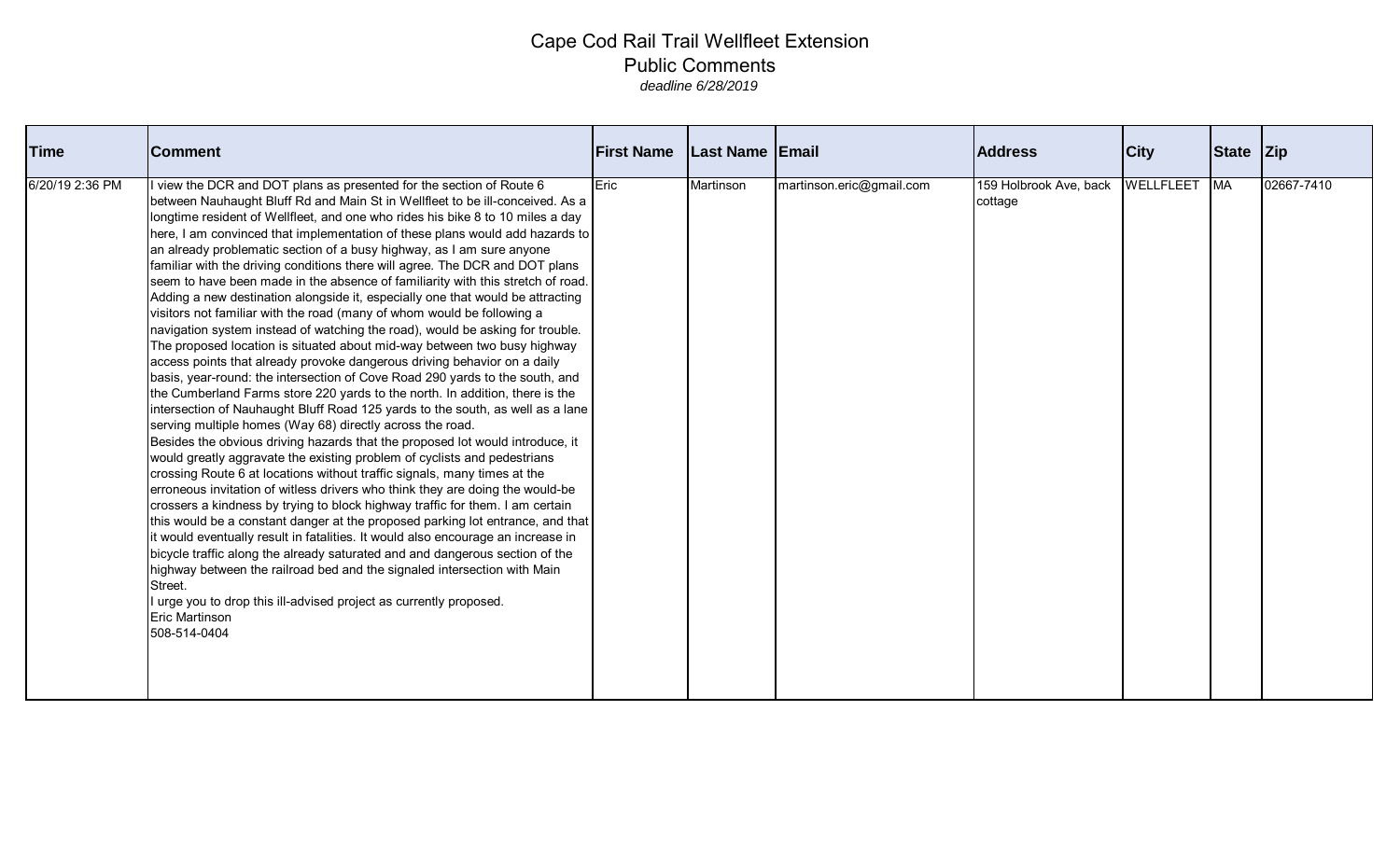# Cape Cod Rail Trail Wellfleet Extension

## Public Comments

*deadline 6/28/2019*

| Time | Comment | First Name | Last Name | Email | Address | City | State | Zip |
|---|---|---|---|---|---|---|---|---|
| 6/20/19 2:36 PM | I view the DCR and DOT plans as presented for the section of Route 6 between Nauhaught Bluff Rd and Main St in Wellfleet to be ill-conceived. As a longtime resident of Wellfleet, and one who rides his bike 8 to 10 miles a day here, I am convinced that implementation of these plans would add hazards to an already problematic section of a busy highway, as I am sure anyone familiar with the driving conditions there will agree. The DCR and DOT plans seem to have been made in the absence of familiarity with this stretch of road. Adding a new destination alongside it, especially one that would be attracting visitors not familiar with the road (many of whom would be following a navigation system instead of watching the road), would be asking for trouble. The proposed location is situated about mid-way between two busy highway access points that already provoke dangerous driving behavior on a daily basis, year-round: the intersection of Cove Road 290 yards to the south, and the Cumberland Farms store 220 yards to the north. In addition, there is the intersection of Nauhaught Bluff Road 125 yards to the south, as well as a lane serving multiple homes (Way 68) directly across the road.<br>Besides the obvious driving hazards that the proposed lot would introduce, it would greatly aggravate the existing problem of cyclists and pedestrians crossing Route 6 at locations without traffic signals, many times at the erroneous invitation of witless drivers who think they are doing the would-be crossers a kindness by trying to block highway traffic for them. I am certain this would be a constant danger at the proposed parking lot entrance, and that it would eventually result in fatalities. It would also encourage an increase in bicycle traffic along the already saturated and and dangerous section of the highway between the railroad bed and the signaled intersection with Main Street.<br>I urge you to drop this ill-advised project as currently proposed.<br>Eric Martinson<br>508-514-0404 | Eric | Martinson | martinson.eric@gmail.com | 159 Holbrook Ave, back cottage | WELLFLEET | MA | 02667-7410 |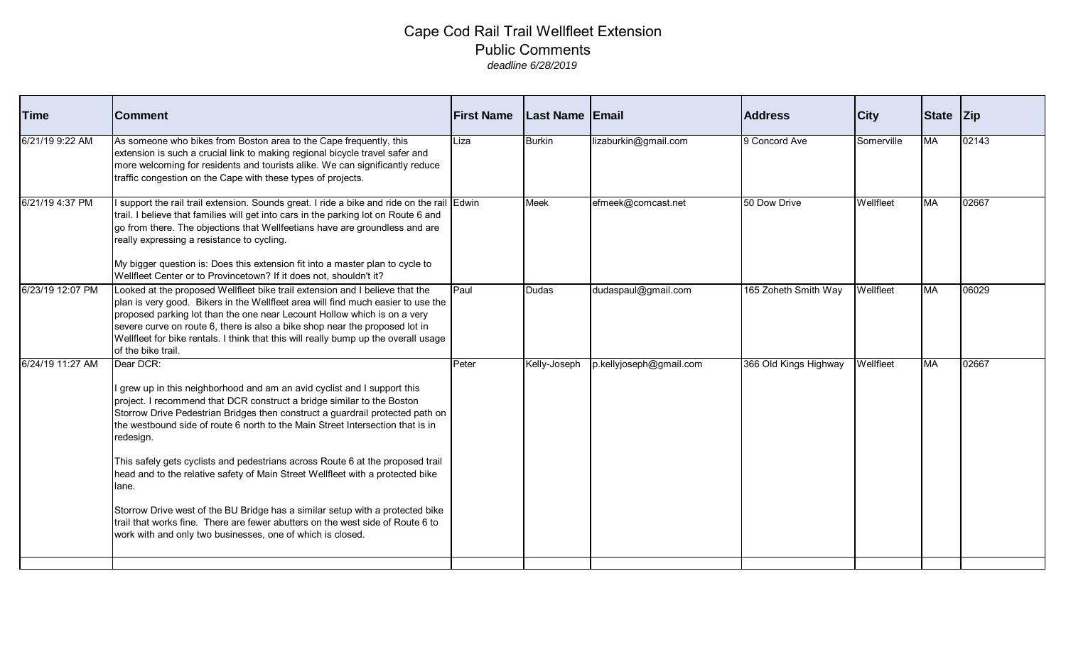# Cape Cod Rail Trail Wellfleet Extension
## Public Comments
*deadline 6/28/2019*

| Time | Comment | First Name | Last Name | Email | Address | City | State | Zip |
|---|---|---|---|---|---|---|---|---|
| 6/21/19 9:22 AM | As someone who bikes from Boston area to the Cape frequently, this extension is such a crucial link to making regional bicycle travel safer and more welcoming for residents and tourists alike. We can significantly reduce traffic congestion on the Cape with these types of projects. | Liza | Burkin | lizaburkin@gmail.com | 9 Concord Ave | Somerville | MA | 02143 |
| 6/21/19 4:37 PM | I support the rail trail extension. Sounds great. I ride a bike and ride on the rail trail. I believe that families will get into cars in the parking lot on Route 6 and go from there. The objections that Wellfeetians have are groundless and are really expressing a resistance to cycling.<br><br>My bigger question is: Does this extension fit into a master plan to cycle to Wellfleet Center or to Provincetown? If it does not, shouldn't it? | Edwin | Meek | efmeek@comcast.net | 50 Dow Drive | Wellfleet | MA | 02667 |
| 6/23/19 12:07 PM | Looked at the proposed Wellfleet bike trail extension and I believe that the plan is very good. Bikers in the Wellfleet area will find much easier to use the proposed parking lot than the one near Lecount Hollow which is on a very severe curve on route 6, there is also a bike shop near the proposed lot in Wellfleet for bike rentals. I think that this will really bump up the overall usage of the bike trail. | Paul | Dudas | dudaspaul@gmail.com | 165 Zoheth Smith Way | Wellfleet | MA | 06029 |
| 6/24/19 11:27 AM | Dear DCR:<br><br>I grew up in this neighborhood and am an avid cyclist and I support this project. I recommend that DCR construct a bridge similar to the Boston Storrow Drive Pedestrian Bridges then construct a guardrail protected path on the westbound side of route 6 north to the Main Street Intersection that is in redesign.<br><br>This safely gets cyclists and pedestrians across Route 6 at the proposed trail head and to the relative safety of Main Street Wellfleet with a protected bike lane.<br><br>Storrow Drive west of the BU Bridge has a similar setup with a protected bike trail that works fine. There are fewer abutters on the west side of Route 6 to work with and only two businesses, one of which is closed. | Peter | Kelly-Joseph | p.kellyjoseph@gmail.com | 366 Old Kings Highway | Wellfleet | MA | 02667 |
| | | | | | | | | |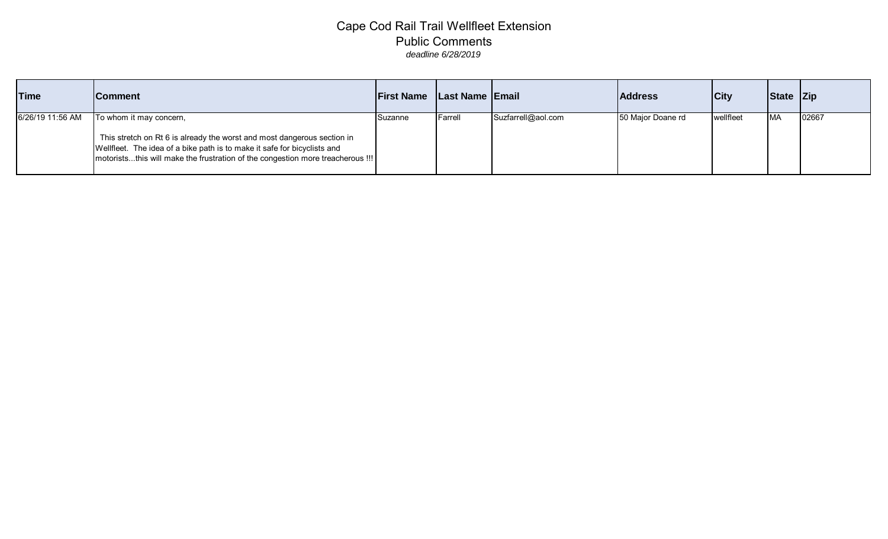# Cape Cod Rail Trail Wellfleet Extension

## Public Comments

*deadline 6/28/2019*

| Time | Comment | First Name | Last Name | Email | Address | City | State | Zip |
|---|---|---|---|---|---|---|---|---|
| 6/26/19 11:56 AM | To whom it may concern,<br><br>This stretch on Rt 6 is already the worst and most dangerous section in Wellfleet. The idea of a bike path is to make it safe for bicyclists and motorists...this will make the frustration of the congestion more treacherous !!! | Suzanne | Farrell | Suzfarrell@aol.com | 50 Major Doane rd | wellfleet | MA | 02667 |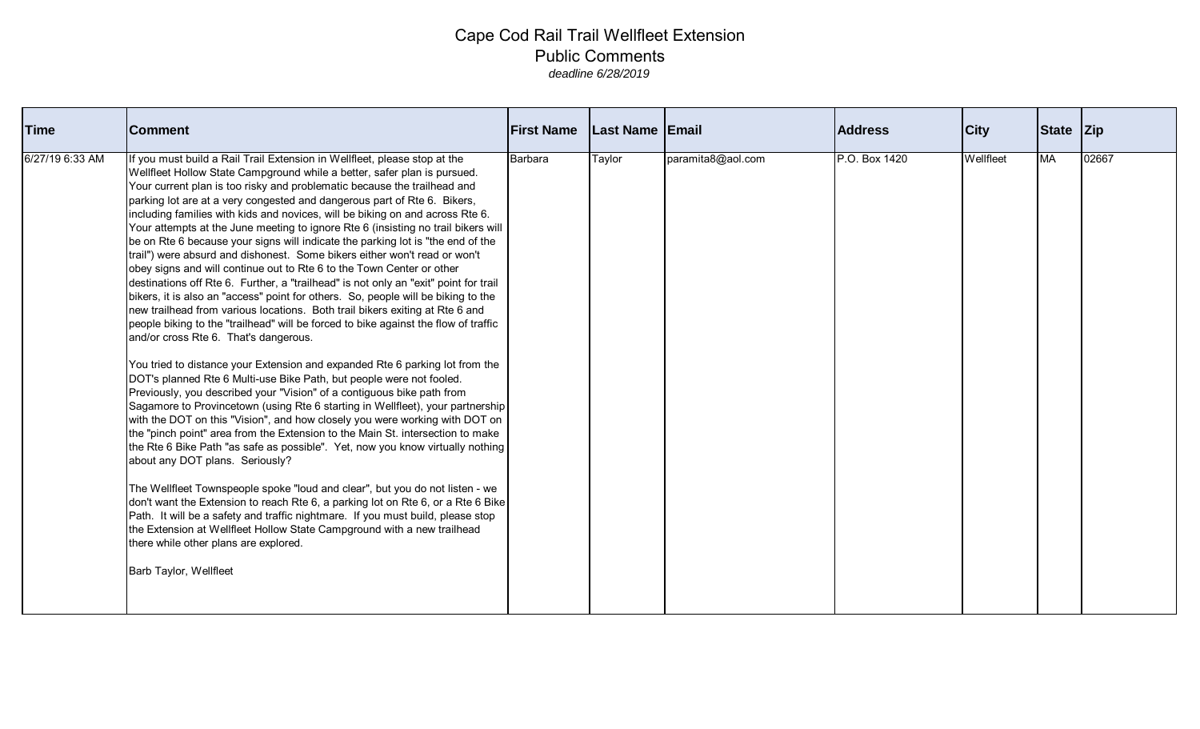# Cape Cod Rail Trail Wellfleet Extension

## Public Comments

*deadline 6/28/2019*

| Time | Comment | First Name | Last Name | Email | Address | City | State | Zip |
|---|---|---|---|---|---|---|---|---|
| 6/27/19 6:33 AM | If you must build a Rail Trail Extension in Wellfleet, please stop at the Wellfleet Hollow State Campground while a better, safer plan is pursued. Your current plan is too risky and problematic because the trailhead and parking lot are at a very congested and dangerous part of Rte 6. Bikers, including families with kids and novices, will be biking on and across Rte 6. Your attempts at the June meeting to ignore Rte 6 (insisting no trail bikers will be on Rte 6 because your signs will indicate the parking lot is "the end of the trail") were absurd and dishonest. Some bikers either won't read or won't obey signs and will continue out to Rte 6 to the Town Center or other destinations off Rte 6. Further, a "trailhead" is not only an "exit" point for trail bikers, it is also an "access" point for others. So, people will be biking to the new trailhead from various locations. Both trail bikers exiting at Rte 6 and people biking to the "trailhead" will be forced to bike against the flow of traffic and/or cross Rte 6. That's dangerous.<br><br>You tried to distance your Extension and expanded Rte 6 parking lot from the DOT's planned Rte 6 Multi-use Bike Path, but people were not fooled. Previously, you described your "Vision" of a contiguous bike path from Sagamore to Provincetown (using Rte 6 starting in Wellfleet), your partnership with the DOT on this "Vision", and how closely you were working with DOT on the "pinch point" area from the Extension to the Main St. intersection to make the Rte 6 Bike Path "as safe as possible". Yet, now you know virtually nothing about any DOT plans. Seriously?<br><br>The Wellfleet Townspeople spoke "loud and clear", but you do not listen - we don't want the Extension to reach Rte 6, a parking lot on Rte 6, or a Rte 6 Bike Path. It will be a safety and traffic nightmare. If you must build, please stop the Extension at Wellfleet Hollow State Campground with a new trailhead there while other plans are explored.<br><br>Barb Taylor, Wellfleet | Barbara | Taylor | paramita8@aol.com | P.O. Box 1420 | Wellfleet | MA | 02667 |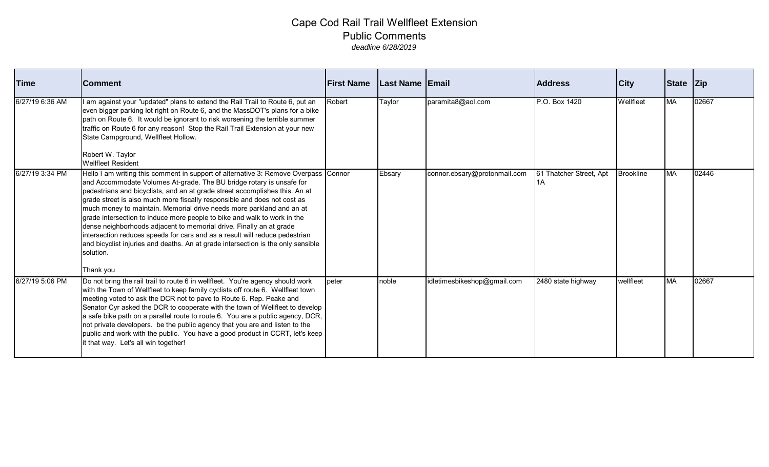# Cape Cod Rail Trail Wellfleet Extension

## Public Comments

*deadline 6/28/2019*

| Time | Comment | First Name | Last Name | Email | Address | City | State | Zip |
|---|---|---|---|---|---|---|---|---|
| 6/27/19 6:36 AM | I am against your "updated" plans to extend the Rail Trail to Route 6, put an even bigger parking lot right on Route 6, and the MassDOT's plans for a bike path on Route 6. It would be ignorant to risk worsening the terrible summer traffic on Route 6 for any reason! Stop the Rail Trail Extension at your new State Campground, Wellfleet Hollow.<br><br>Robert W. Taylor<br>Wellfleet Resident | Robert | Taylor | paramita8@aol.com | P.O. Box 1420 | Wellfleet | MA | 02667 |
| 6/27/19 3:34 PM | Hello I am writing this comment in support of alternative 3: Remove Overpass and Accommodate Volumes At-grade. The BU bridge rotary is unsafe for pedestrians and bicyclists, and an at grade street accomplishes this. An at grade street is also much more fiscally responsible and does not cost as much money to maintain. Memorial drive needs more parkland and an at grade intersection to induce more people to bike and walk to work in the dense neighborhoods adjacent to memorial drive. Finally an at grade intersection reduces speeds for cars and as a result will reduce pedestrian and bicyclist injuries and deaths. An at grade intersection is the only sensible solution.<br><br>Thank you | Connor | Ebsary | connor.ebsary@protonmail.com | 61 Thatcher Street, Apt 1A | Brookline | MA | 02446 |
| 6/27/19 5:06 PM | Do not bring the rail trail to route 6 in wellfleet. You're agency should work with the Town of Wellfleet to keep family cyclists off route 6. Wellfleet town meeting voted to ask the DCR not to pave to Route 6. Rep. Peake and Senator Cyr asked the DCR to cooperate with the town of Wellfleet to develop a safe bike path on a parallel route to route 6. You are a public agency, DCR, not private developers. be the public agency that you are and listen to the public and work with the public. You have a good product in CCRT, let's keep it that way. Let's all win together! | peter | noble | idletimesbikeshop@gmail.com | 2480 state highway | wellfleet | MA | 02667 |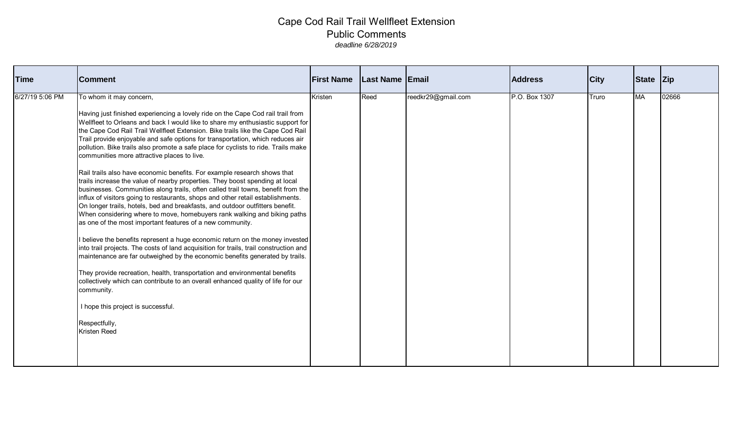# Cape Cod Rail Trail Wellfleet Extension

## Public Comments

*deadline 6/28/2019*

| Time | Comment | First Name | Last Name | Email | Address | City | State | Zip |
|---|---|---|---|---|---|---|---|---|
| 6/27/19 5:06 PM | To whom it may concern,<br><br>Having just finished experiencing a lovely ride on the Cape Cod rail trail from Wellfleet to Orleans and back I would like to share my enthusiastic support for the Cape Cod Rail Trail Wellfleet Extension. Bike trails like the Cape Cod Rail Trail provide enjoyable and safe options for transportation, which reduces air pollution. Bike trails also promote a safe place for cyclists to ride. Trails make communities more attractive places to live.<br><br>Rail trails also have economic benefits. For example research shows that trails increase the value of nearby properties. They boost spending at local businesses. Communities along trails, often called trail towns, benefit from the influx of visitors going to restaurants, shops and other retail establishments. On longer trails, hotels, bed and breakfasts, and outdoor outfitters benefit. When considering where to move, homebuyers rank walking and biking paths as one of the most important features of a new community.<br><br>I believe the benefits represent a huge economic return on the money invested into trail projects. The costs of land acquisition for trails, trail construction and maintenance are far outweighed by the economic benefits generated by trails.<br><br>They provide recreation, health, transportation and environmental benefits collectively which can contribute to an overall enhanced quality of life for our community.<br><br>I hope this project is successful.<br><br>Respectfully,<br>Kristen Reed | Kristen | Reed | reedkr29@gmail.com | P.O. Box 1307 | Truro | MA | 02666 |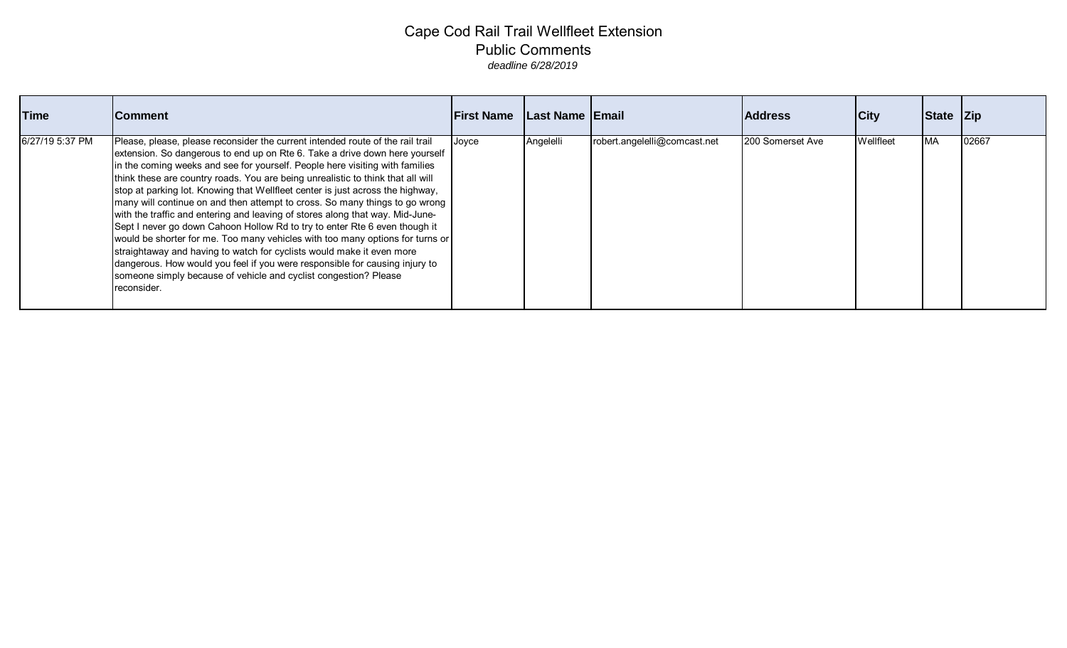# Cape Cod Rail Trail Wellfleet Extension

## Public Comments

*deadline 6/28/2019*

| Time | Comment | First Name | Last Name | Email | Address | City | State | Zip |
|---|---|---|---|---|---|---|---|---|
| 6/27/19 5:37 PM | Please, please, please reconsider the current intended route of the rail trail extension. So dangerous to end up on Rte 6. Take a drive down here yourself in the coming weeks and see for yourself. People here visiting with families think these are country roads. You are being unrealistic to think that all will stop at parking lot. Knowing that Wellfleet center is just across the highway, many will continue on and then attempt to cross. So many things to go wrong with the traffic and entering and leaving of stores along that way. Mid-June-Sept I never go down Cahoon Hollow Rd to try to enter Rte 6 even though it would be shorter for me. Too many vehicles with too many options for turns or straightaway and having to watch for cyclists would make it even more dangerous. How would you feel if you were responsible for causing injury to someone simply because of vehicle and cyclist congestion? Please reconsider. | Joyce | Angelelli | robert.angelelli@comcast.net | 200 Somerset Ave | Wellfleet | MA | 02667 |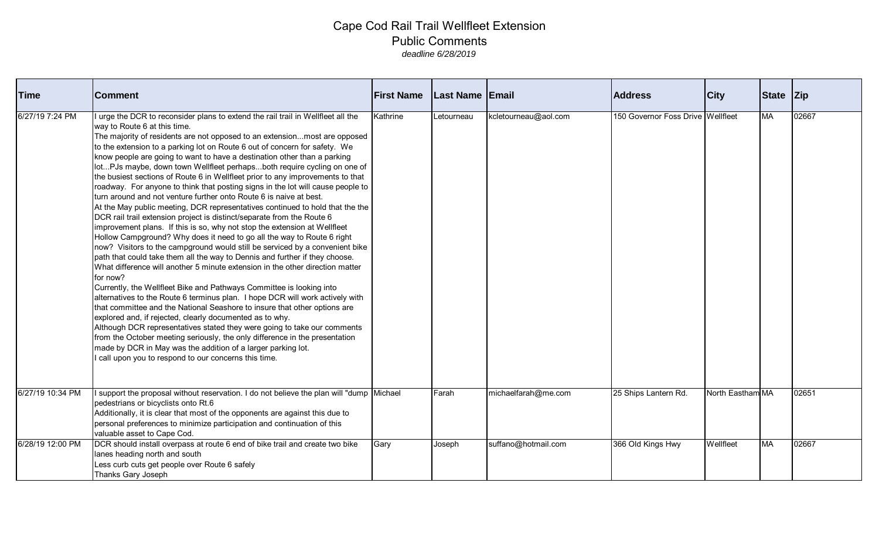# Cape Cod Rail Trail Wellfleet Extension

## Public Comments

*deadline 6/28/2019*

| Time | Comment | First Name | Last Name | Email | Address | City | State | Zip |
|---|---|---|---|---|---|---|---|---|
| 6/27/19 7:24 PM | I urge the DCR to reconsider plans to extend the rail trail in Wellfleet all the way to Route 6 at this time.<br>The majority of residents are not opposed to an extension...most are opposed to the extension to a parking lot on Route 6 out of concern for safety. We know people are going to want to have a destination other than a parking lot...PJs maybe, down town Wellfleet perhaps...both require cycling on one of the busiest sections of Route 6 in Wellfleet prior to any improvements to that roadway. For anyone to think that posting signs in the lot will cause people to turn around and not venture further onto Route 6 is naive at best.<br>At the May public meeting, DCR representatives continued to hold that the the DCR rail trail extension project is distinct/separate from the Route 6 improvement plans. If this is so, why not stop the extension at Wellfleet Hollow Campground? Why does it need to go all the way to Route 6 right now? Visitors to the campground would still be serviced by a convenient bike path that could take them all the way to Dennis and further if they choose. What difference will another 5 minute extension in the other direction matter for now?<br>Currently, the Wellfleet Bike and Pathways Committee is looking into alternatives to the Route 6 terminus plan. I hope DCR will work actively with that committee and the National Seashore to insure that other options are explored and, if rejected, clearly documented as to why.<br>Although DCR representatives stated they were going to take our comments from the October meeting seriously, the only difference in the presentation made by DCR in May was the addition of a larger parking lot.<br>I call upon you to respond to our concerns this time. | Kathrine | Letourneau | kcletourneau@aol.com | 150 Governor Foss Drive | Wellfleet | MA | 02667 |
| 6/27/19 10:34 PM | I support the proposal without reservation. I do not believe the plan will "dump pedestrians or bicyclists onto Rt.6<br>Additionally, it is clear that most of the opponents are against this due to personal preferences to minimize participation and continuation of this valuable asset to Cape Cod. | Michael | Farah | michaelfarah@me.com | 25 Ships Lantern Rd. | North Eastham | MA | 02651 |
| 6/28/19 12:00 PM | DCR should install overpass at route 6 end of bike trail and create two bike lanes heading north and south<br>Less curb cuts get people over Route 6 safely<br>Thanks Gary Joseph | Gary | Joseph | suffano@hotmail.com | 366 Old Kings Hwy | Wellfleet | MA | 02667 |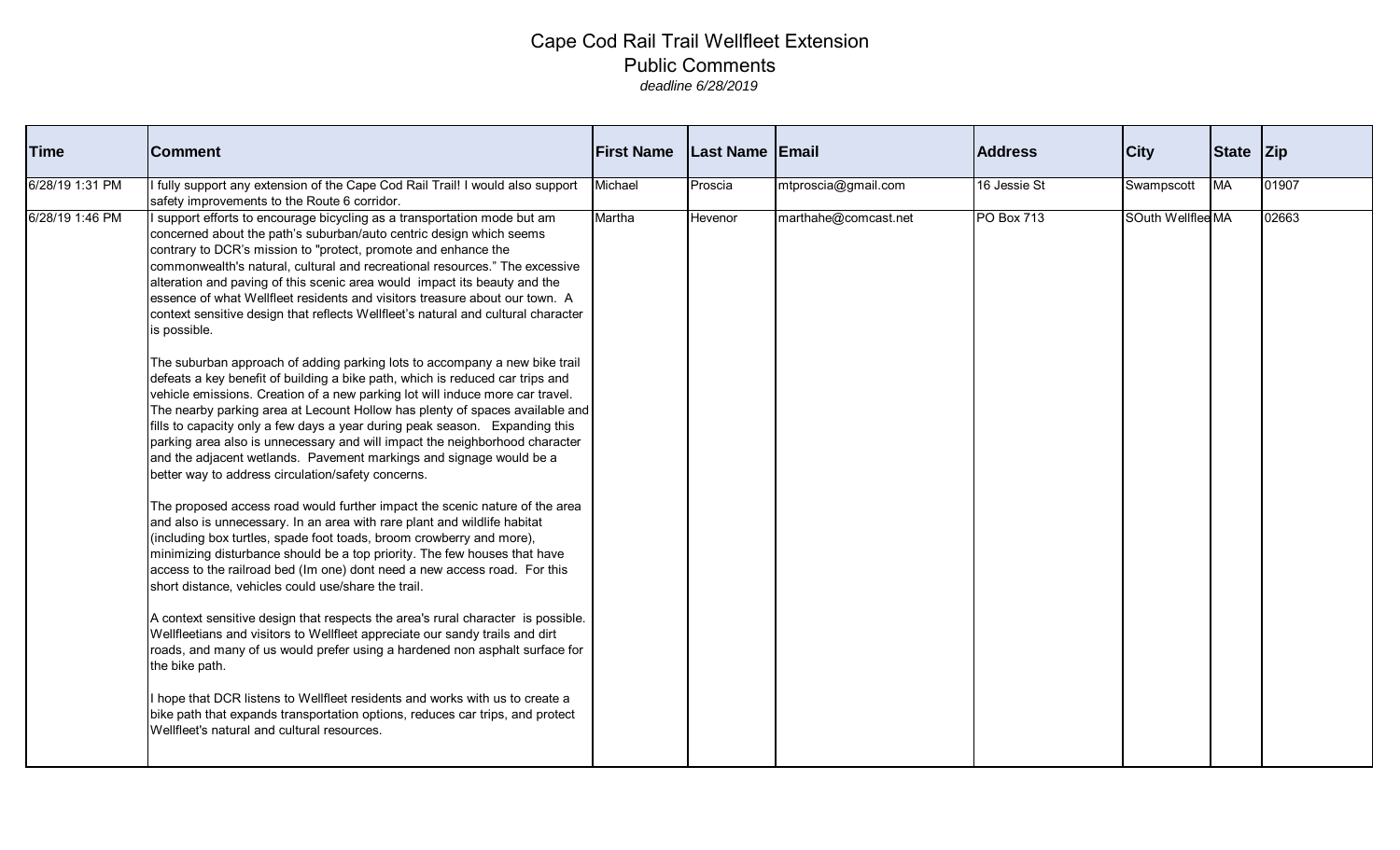# Cape Cod Rail Trail Wellfleet Extension
## Public Comments
*deadline 6/28/2019*

| Time | Comment | First Name | Last Name | Email | Address | City | State | Zip |
|---|---|---|---|---|---|---|---|---|
| 6/28/19 1:31 PM | I fully support any extension of the Cape Cod Rail Trail! I would also support safety improvements to the Route 6 corridor. | Michael | Proscia | mtproscia@gmail.com | 16 Jessie St | Swampscott | MA | 01907 |
| 6/28/19 1:46 PM | I support efforts to encourage bicycling as a transportation mode but am concerned about the path's suburban/auto centric design which seems contrary to DCR's mission to "protect, promote and enhance the commonwealth's natural, cultural and recreational resources." The excessive alteration and paving of this scenic area would impact its beauty and the essence of what Wellfleet residents and visitors treasure about our town. A context sensitive design that reflects Wellfleet's natural and cultural character is possible.<br><br>The suburban approach of adding parking lots to accompany a new bike trail defeats a key benefit of building a bike path, which is reduced car trips and vehicle emissions. Creation of a new parking lot will induce more car travel. The nearby parking area at Lecount Hollow has plenty of spaces available and fills to capacity only a few days a year during peak season. Expanding this parking area also is unnecessary and will impact the neighborhood character and the adjacent wetlands. Pavement markings and signage would be a better way to address circulation/safety concerns.<br><br>The proposed access road would further impact the scenic nature of the area and also is unnecessary. In an area with rare plant and wildlife habitat (including box turtles, spade foot toads, broom crowberry and more), minimizing disturbance should be a top priority. The few houses that have access to the railroad bed (Im one) dont need a new access road. For this short distance, vehicles could use/share the trail.<br><br>A context sensitive design that respects the area's rural character is possible. Wellfleetians and visitors to Wellfleet appreciate our sandy trails and dirt roads, and many of us would prefer using a hardened non asphalt surface for the bike path.<br><br>I hope that DCR listens to Wellfleet residents and works with us to create a bike path that expands transportation options, reduces car trips, and protect Wellfleet's natural and cultural resources. | Martha | Hevenor | marthahe@comcast.net | PO Box 713 | SOuth Wellflee | MA | 02663 |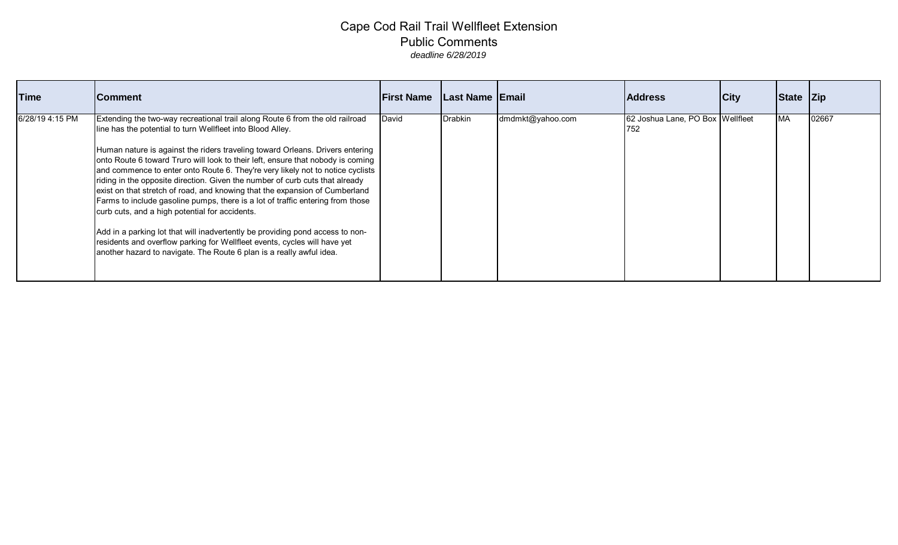# Cape Cod Rail Trail Wellfleet Extension

## Public Comments

*deadline 6/28/2019*

| Time | Comment | First Name | Last Name | Email | Address | City | State | Zip |
|---|---|---|---|---|---|---|---|---|
| 6/28/19 4:15 PM | Extending the two-way recreational trail along Route 6 from the old railroad line has the potential to turn Wellfleet into Blood Alley.<br><br>Human nature is against the riders traveling toward Orleans. Drivers entering onto Route 6 toward Truro will look to their left, ensure that nobody is coming and commence to enter onto Route 6. They're very likely not to notice cyclists riding in the opposite direction. Given the number of curb cuts that already exist on that stretch of road, and knowing that the expansion of Cumberland Farms to include gasoline pumps, there is a lot of traffic entering from those curb cuts, and a high potential for accidents.<br><br>Add in a parking lot that will inadvertently be providing pond access to non-residents and overflow parking for Wellfleet events, cycles will have yet another hazard to navigate. The Route 6 plan is a really awful idea. | David | Drabkin | dmdmkt@yahoo.com | 62 Joshua Lane, PO Box 752 | Wellfleet | MA | 02667 |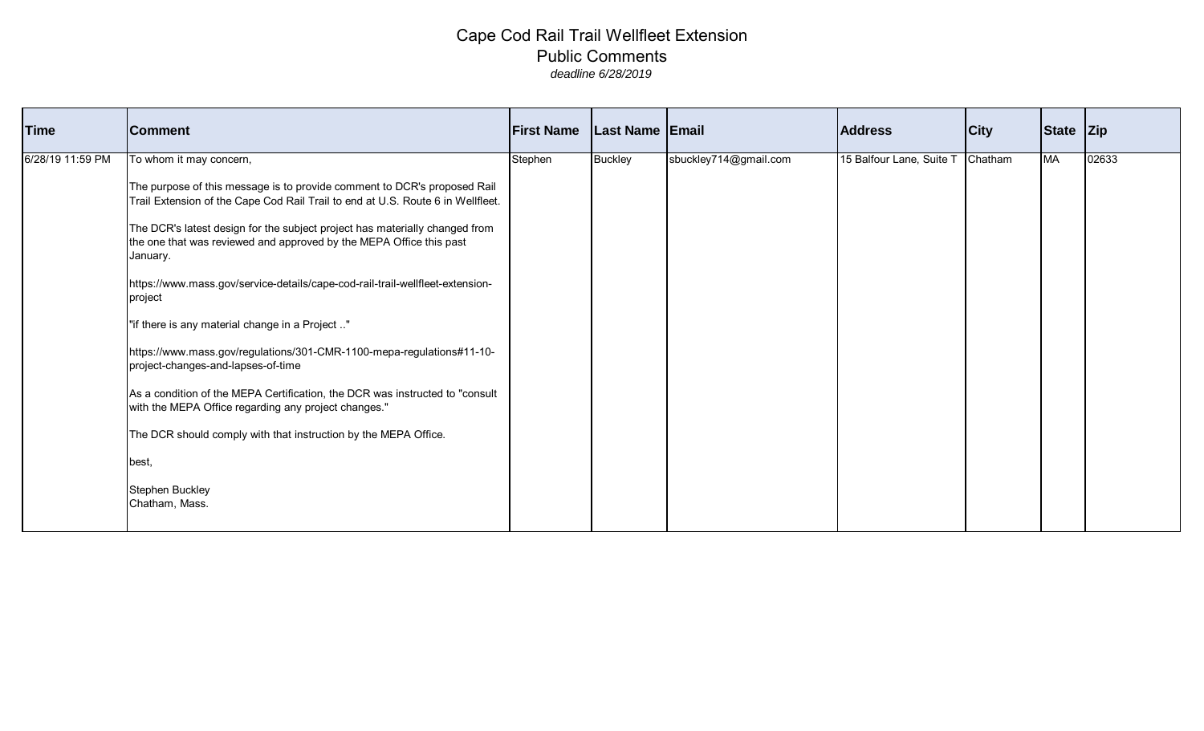# Cape Cod Rail Trail Wellfleet Extension

## Public Comments

*deadline 6/28/2019*

| Time | Comment | First Name | Last Name | Email | Address | City | State | Zip |
|---|---|---|---|---|---|---|---|---|
| 6/28/19 11:59 PM | To whom it may concern,<br><br>The purpose of this message is to provide comment to DCR's proposed Rail Trail Extension of the Cape Cod Rail Trail to end at U.S. Route 6 in Wellfleet.<br><br>The DCR's latest design for the subject project has materially changed from the one that was reviewed and approved by the MEPA Office this past January.<br><br>https://www.mass.gov/service-details/cape-cod-rail-trail-wellfleet-extension-project<br><br>"if there is any material change in a Project .."<br><br>https://www.mass.gov/regulations/301-CMR-1100-mepa-regulations#11-10-project-changes-and-lapses-of-time<br><br>As a condition of the MEPA Certification, the DCR was instructed to "consult with the MEPA Office regarding any project changes."<br><br>The DCR should comply with that instruction by the MEPA Office.<br><br>best,<br><br>Stephen Buckley<br>Chatham, Mass. | Stephen | Buckley | sbuckley714@gmail.com | 15 Balfour Lane, Suite T | Chatham | MA | 02633 |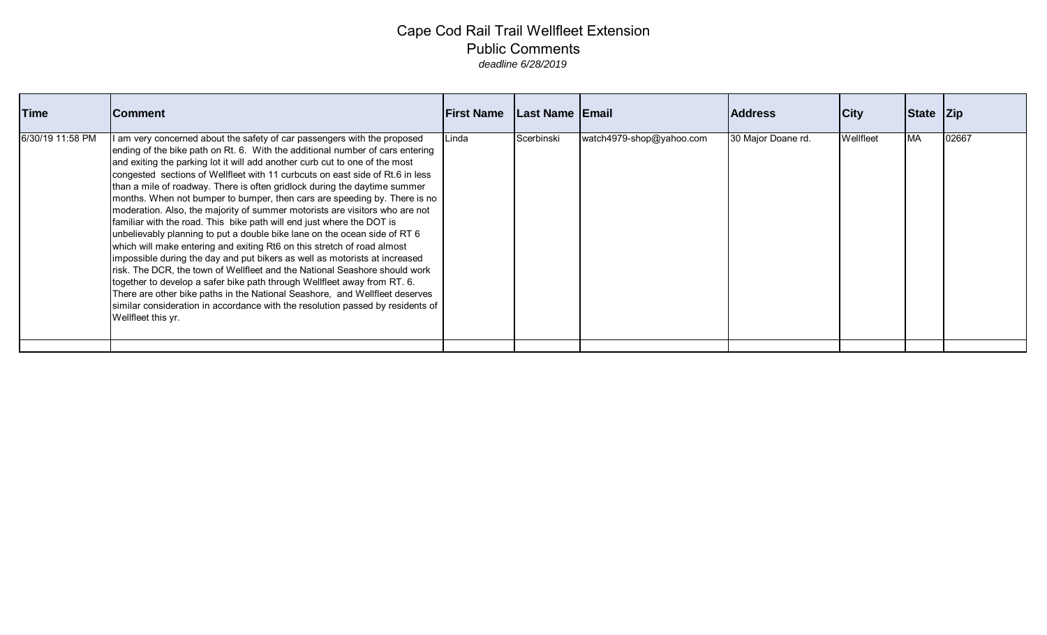# Cape Cod Rail Trail Wellfleet Extension

## Public Comments

*deadline 6/28/2019*

| Time | Comment | First Name | Last Name | Email | Address | City | State | Zip |
|---|---|---|---|---|---|---|---|---|
| 6/30/19 11:58 PM | I am very concerned about the safety of car passengers with the proposed ending of the bike path on Rt. 6. With the additional number of cars entering and exiting the parking lot it will add another curb cut to one of the most congested sections of Wellfleet with 11 curbcuts on east side of Rt.6 in less than a mile of roadway. There is often gridlock during the daytime summer months. When not bumper to bumper, then cars are speeding by. There is no moderation. Also, the majority of summer motorists are visitors who are not familiar with the road. This bike path will end just where the DOT is unbelievably planning to put a double bike lane on the ocean side of RT 6 which will make entering and exiting Rt6 on this stretch of road almost impossible during the day and put bikers as well as motorists at increased risk. The DCR, the town of Wellfleet and the National Seashore should work together to develop a safer bike path through Wellfleet away from RT. 6. There are other bike paths in the National Seashore, and Wellfleet deserves similar consideration in accordance with the resolution passed by residents of Wellfleet this yr. | Linda | Scerbinski | watch4979-shop@yahoo.com | 30 Major Doane rd. | Wellfleet | MA | 02667 |
| | | | | | | | | |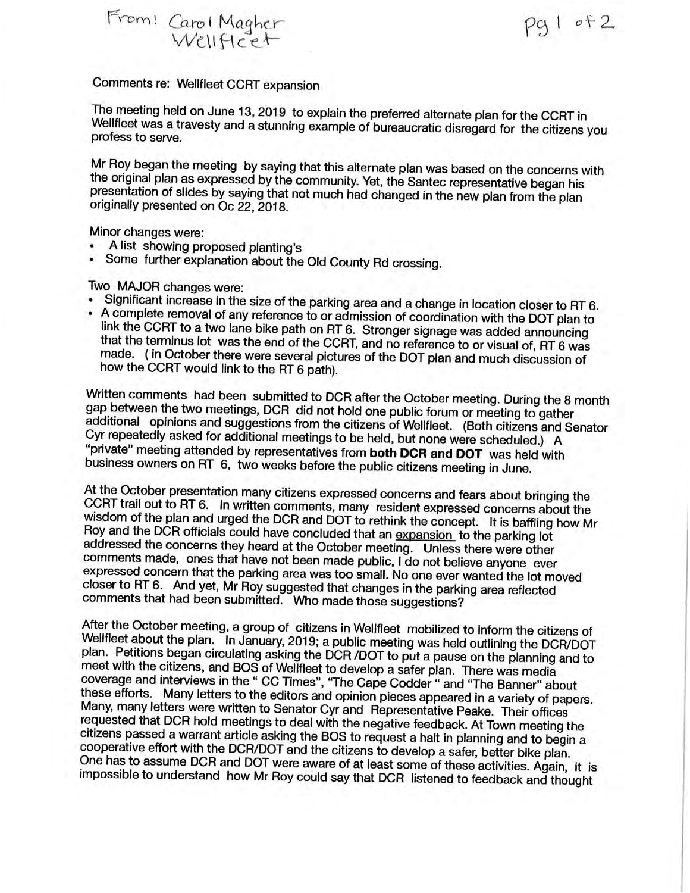From: Carol Magher
Wellfleet

Comments re: Wellfleet CCRT expansion

The meeting held on June 13, 2019 to explain the preferred alternate plan for the CCRT in Wellfleet was a travesty and a stunning example of bureaucratic disregard for the citizens you profess to serve.

Mr Roy began the meeting by saying that this alternate plan was based on the concerns with the original plan as expressed by the community. Yet, the Santec representative began his presentation of slides by saying that not much had changed in the new plan from the plan originally presented on Oc 22, 2018.

Minor changes were:

- A list showing proposed planting's
- Some further explanation about the Old County Rd crossing.

Two MAJOR changes were:

- Significant increase in the size of the parking area and a change in location closer to RT 6.
- A complete removal of any reference to or admission of coordination with the DOT plan to link the CCRT to a two lane bike path on RT 6. Stronger signage was added announcing that the terminus lot was the end of the CCRT, and no reference to or visual of, RT 6 was made. ( in October there were several pictures of the DOT plan and much discussion of how the CCRT would link to the RT 6 path).

Written comments had been submitted to DCR after the October meeting. During the 8 month gap between the two meetings, DCR did not hold one public forum or meeting to gather additional opinions and suggestions from the citizens of Wellfleet. (Both citizens and Senator Cyr repeatedly asked for additional meetings to be held, but none were scheduled.) A "private" meeting attended by representatives from **both DCR and DOT** was held with business owners on RT 6, two weeks before the public citizens meeting in June.

At the October presentation many citizens expressed concerns and fears about bringing the CCRT trail out to RT 6. In written comments, many resident expressed concerns about the wisdom of the plan and urged the DCR and DOT to rethink the concept. It is baffling how Mr Roy and the DCR officials could have concluded that an <u>expansion</u> to the parking lot addressed the concerns they heard at the October meeting. Unless there were other comments made, ones that have not been made public, I do not believe anyone ever expressed concern that the parking area was too small. No one ever wanted the lot moved closer to RT 6. And yet, Mr Roy suggested that changes in the parking area reflected comments that had been submitted. Who made those suggestions?

After the October meeting, a group of citizens in Wellfleet mobilized to inform the citizens of Wellfleet about the plan. In January, 2019; a public meeting was held outlining the DCR/DOT plan. Petitions began circulating asking the DCR /DOT to put a pause on the planning and to meet with the citizens, and BOS of Wellfleet to develop a safer plan. There was media coverage and interviews in the " CC Times", "The Cape Codder " and "The Banner" about these efforts. Many letters to the editors and opinion pieces appeared in a variety of papers. Many, many letters were written to Senator Cyr and Representative Peake. Their offices requested that DCR hold meetings to deal with the negative feedback. At Town meeting the citizens passed a warrant article asking the BOS to request a halt in planning and to begin a cooperative effort with the DCR/DOT and the citizens to develop a safer, better bike plan. One has to assume DCR and DOT were aware of at least some of these activities. Again, it is impossible to understand how Mr Roy could say that DCR listened to feedback and thought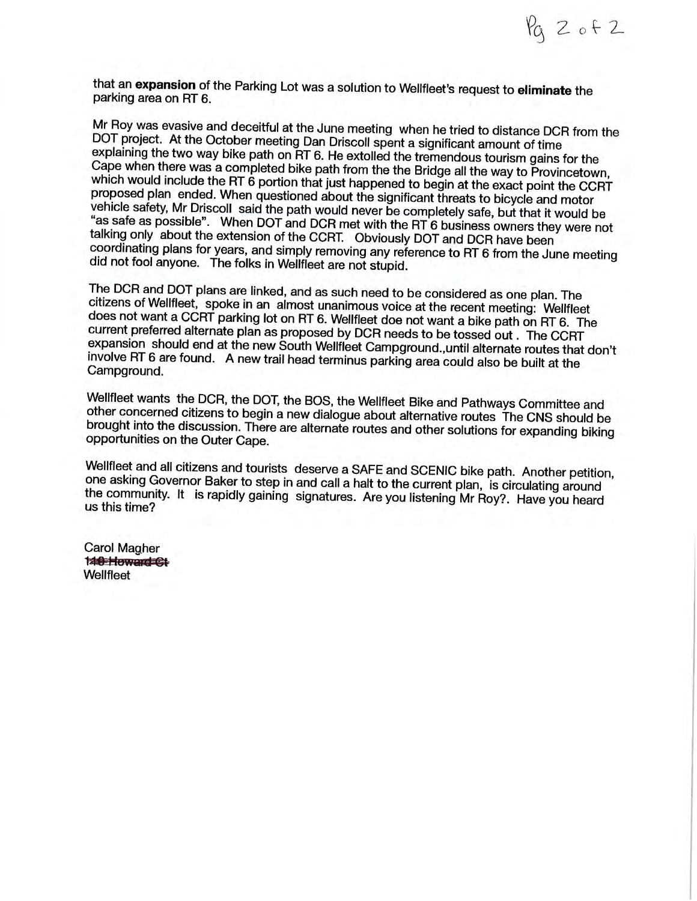that an **expansion** of the Parking Lot was a solution to Wellfleet's request to **eliminate** the parking area on RT 6.

Mr Roy was evasive and deceitful at the June meeting when he tried to distance DCR from the DOT project. At the October meeting Dan Driscoll spent a significant amount of time explaining the two way bike path on RT 6. He extolled the tremendous tourism gains for the Cape when there was a completed bike path from the the Bridge all the way to Provincetown, which would include the RT 6 portion that just happened to begin at the exact point the CCRT proposed plan ended. When questioned about the significant threats to bicycle and motor vehicle safety, Mr Driscoll said the path would never be completely safe, but that it would be "as safe as possible". When DOT and DCR met with the RT 6 business owners they were not talking only about the extension of the CCRT. Obviously DOT and DCR have been coordinating plans for years, and simply removing any reference to RT 6 from the June meeting did not fool anyone. The folks in Wellfleet are not stupid.

The DCR and DOT plans are linked, and as such need to be considered as one plan. The citizens of Wellfleet, spoke in an almost unanimous voice at the recent meeting: Wellfleet does not want a CCRT parking lot on RT 6. Wellfleet doe not want a bike path on RT 6. The current preferred alternate plan as proposed by DCR needs to be tossed out . The CCRT expansion should end at the new South Wellfleet Campground.,until alternate routes that don't involve RT 6 are found. A new trail head terminus parking area could also be built at the Campground.

Wellfleet wants the DCR, the DOT, the BOS, the Wellfleet Bike and Pathways Committee and other concerned citizens to begin a new dialogue about alternative routes The CNS should be brought into the discussion. There are alternate routes and other solutions for expanding biking opportunities on the Outer Cape.

Wellfleet and all citizens and tourists deserve a SAFE and SCENIC bike path. Another petition, one asking Governor Baker to step in and call a halt to the current plan, is circulating around the community. It is rapidly gaining signatures. Are you listening Mr Roy?. Have you heard us this time?

Carol Magher  
~~140 Howard Ct~~  
Wellfleet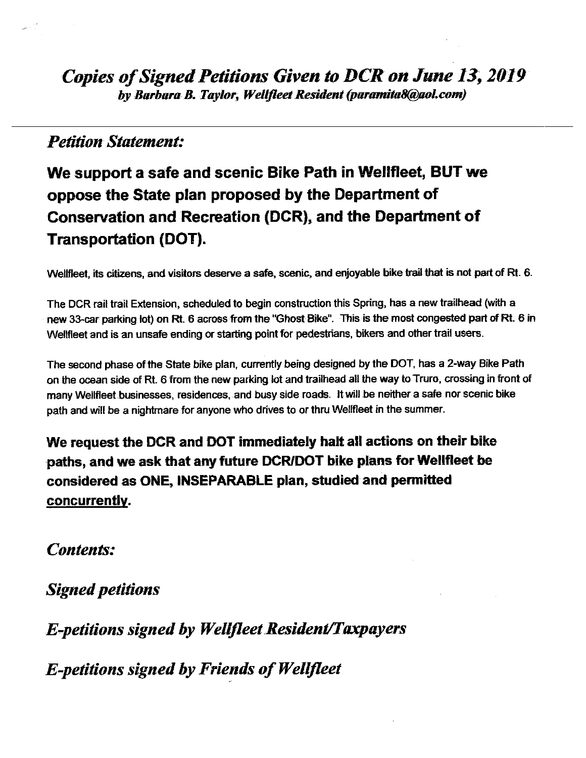# *Copies of Signed Petitions Given to DCR on June 13, 2019*

***by Barbara B. Taylor, Wellfleet Resident (paramita8@aol.com)***

---

## *Petition Statement:*

## **We support a safe and scenic Bike Path in Wellfleet, BUT we oppose the State plan proposed by the Department of Conservation and Recreation (DCR), and the Department of Transportation (DOT).**

Wellfleet, its citizens, and visitors deserve a safe, scenic, and enjoyable bike trail that is not part of Rt. 6.

The DCR rail trail Extension, scheduled to begin construction this Spring, has a new trailhead (with a new 33-car parking lot) on Rt. 6 across from the "Ghost Bike". This is the most congested part of Rt. 6 in Wellfleet and is an unsafe ending or starting point for pedestrians, bikers and other trail users.

The second phase of the State bike plan, currently being designed by the DOT, has a 2-way Bike Path on the ocean side of Rt. 6 from the new parking lot and trailhead all the way to Truro, crossing in front of many Wellfleet businesses, residences, and busy side roads. It will be neither a safe nor scenic bike path and will be a nightmare for anyone who drives to or thru Wellfleet in the summer.

**We request the DCR and DOT immediately halt all actions on their bike paths, and we ask that any future DCR/DOT bike plans for Wellfleet be considered as ONE, INSEPARABLE plan, studied and permitted <u>concurrently</u>.**

## *Contents:*

## *Signed petitions*

## *E-petitions signed by Wellfleet Resident/Taxpayers*

## *E-petitions signed by Friends of Wellfleet*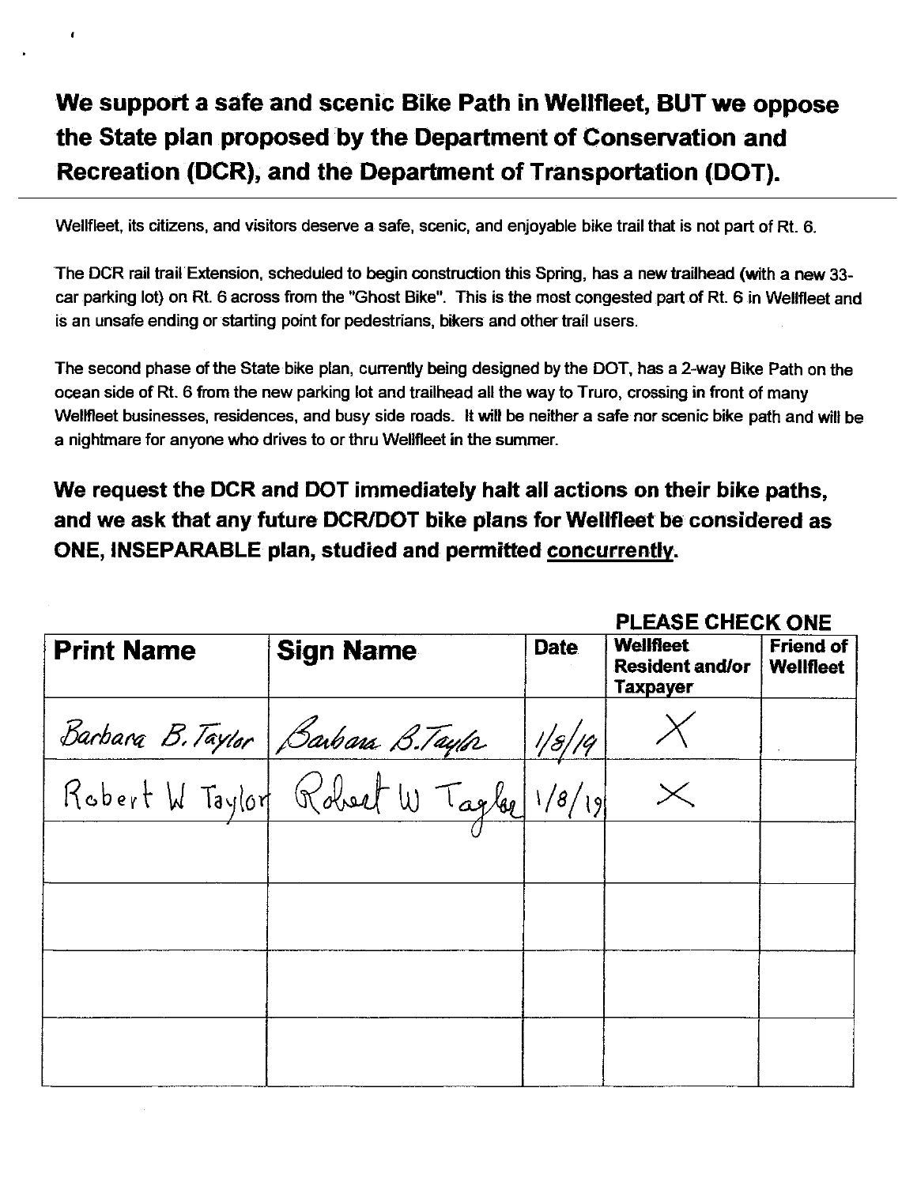## We support a safe and scenic Bike Path in Wellfleet, BUT we oppose the State plan proposed by the Department of Conservation and Recreation (DCR), and the Department of Transportation (DOT).

Wellfleet, its citizens, and visitors deserve a safe, scenic, and enjoyable bike trail that is not part of Rt. 6.

The DCR rail trail Extension, scheduled to begin construction this Spring, has a new trailhead (with a new 33-car parking lot) on Rt. 6 across from the "Ghost Bike". This is the most congested part of Rt. 6 in Wellfleet and is an unsafe ending or starting point for pedestrians, bikers and other trail users.

The second phase of the State bike plan, currently being designed by the DOT, has a 2-way Bike Path on the ocean side of Rt. 6 from the new parking lot and trailhead all the way to Truro, crossing in front of many Wellfleet businesses, residences, and busy side roads. It will be neither a safe nor scenic bike path and will be a nightmare for anyone who drives to or thru Wellfleet in the summer.

**We request the DCR and DOT immediately halt all actions on their bike paths, and we ask that any future DCR/DOT bike plans for Wellfleet be considered as ONE, INSEPARABLE plan, studied and permitted <u>concurrently</u>.**

**PLEASE CHECK ONE**

| Print Name | Sign Name | Date | Wellfleet Resident and/or Taxpayer | Friend of Wellfleet |
|---|---|---|---|---|
| Barbara B. Taylor | Barbara B. Taylor | 1/8/19 | X | |
| Robert W Taylor | Robert W Taylor | 1/8/19 | X | |
| | | | | |
| | | | | |
| | | | | |
| | | | | |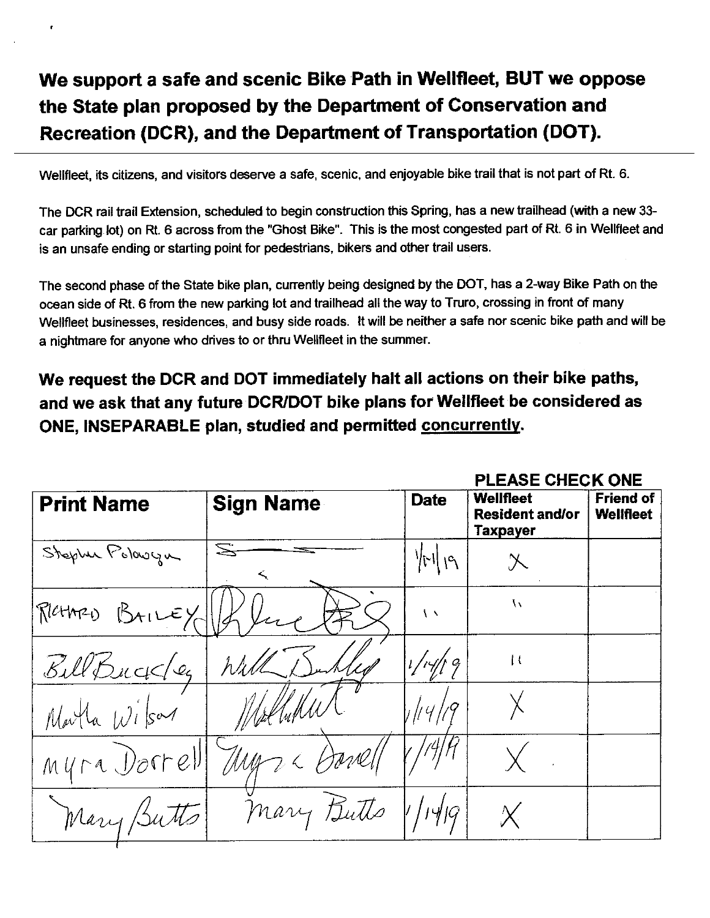## We support a safe and scenic Bike Path in Wellfleet, BUT we oppose the State plan proposed by the Department of Conservation and Recreation (DCR), and the Department of Transportation (DOT).

Wellfleet, its citizens, and visitors deserve a safe, scenic, and enjoyable bike trail that is not part of Rt. 6.

The DCR rail trail Extension, scheduled to begin construction this Spring, has a new trailhead (with a new 33-car parking lot) on Rt. 6 across from the "Ghost Bike". This is the most congested part of Rt. 6 in Wellfleet and is an unsafe ending or starting point for pedestrians, bikers and other trail users.

The second phase of the State bike plan, currently being designed by the DOT, has a 2-way Bike Path on the ocean side of Rt. 6 from the new parking lot and trailhead all the way to Truro, crossing in front of many Wellfleet businesses, residences, and busy side roads. It will be neither a safe nor scenic bike path and will be a nightmare for anyone who drives to or thru Wellfleet in the summer.

**We request the DCR and DOT immediately halt all actions on their bike paths, and we ask that any future DCR/DOT bike plans for Wellfleet be considered as ONE, INSEPARABLE plan, studied and permitted <u>concurrently</u>.**

| Print Name | Sign Name | Date | PLEASE CHECK ONE: Wellfleet Resident and/or Taxpayer | Friend of Wellfleet |
|---|---|---|---|---|
| Stephen Polowczyk | [signature] | 1/14/19 | X | |
| RICHARD BAILEY | [signature] | " | " | |
| Bill Buckley | [signature] | 1/14/19 | " | |
| Martha Wilson | [signature] | 1/14/19 | X | |
| Myra Dorrell | [signature] | 1/14/19 | X | |
| Mary Butts | Mary Butts | 1/14/19 | X | |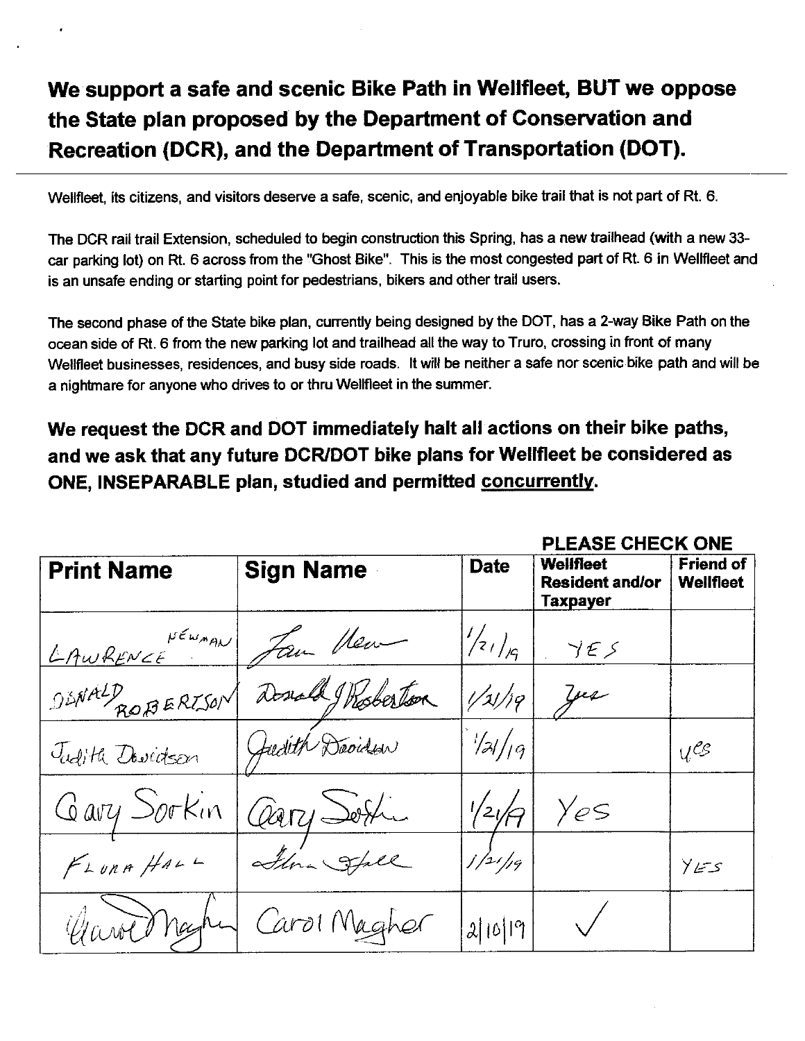# We support a safe and scenic Bike Path in Wellfleet, BUT we oppose the State plan proposed by the Department of Conservation and Recreation (DCR), and the Department of Transportation (DOT).

Wellfleet, its citizens, and visitors deserve a safe, scenic, and enjoyable bike trail that is not part of Rt. 6.

The DCR rail trail Extension, scheduled to begin construction this Spring, has a new trailhead (with a new 33-car parking lot) on Rt. 6 across from the "Ghost Bike". This is the most congested part of Rt. 6 in Wellfleet and is an unsafe ending or starting point for pedestrians, bikers and other trail users.

The second phase of the State bike plan, currently being designed by the DOT, has a 2-way Bike Path on the ocean side of Rt. 6 from the new parking lot and trailhead all the way to Truro, crossing in front of many Wellfleet businesses, residences, and busy side roads. It will be neither a safe nor scenic bike path and will be a nightmare for anyone who drives to or thru Wellfleet in the summer.

**We request the DCR and DOT immediately halt all actions on their bike paths, and we ask that any future DCR/DOT bike plans for Wellfleet be considered as ONE, INSEPARABLE plan, studied and permitted <u>concurrently</u>.**

| Print Name | Sign Name | Date | PLEASE CHECK ONE: Wellfleet Resident and/or Taxpayer | Friend of Wellfleet |
|---|---|---|---|---|
| LAWRENCE NEWMAN | Law New | 1/21/19 | YES | |
| DONALD ROBERTSON | Donald J Robertson | 1/21/19 | Yes | |
| Judith Davidson | Judith Davidson | 1/21/19 | | yes |
| Gary Sorkin | Gary Sorkin | 1/21/19 | Yes | |
| FLORA HALL | Flora Hall | 1/21/19 | | YES |
| Carol Magher | Carol Magher | 2/10/19 | ✓ | |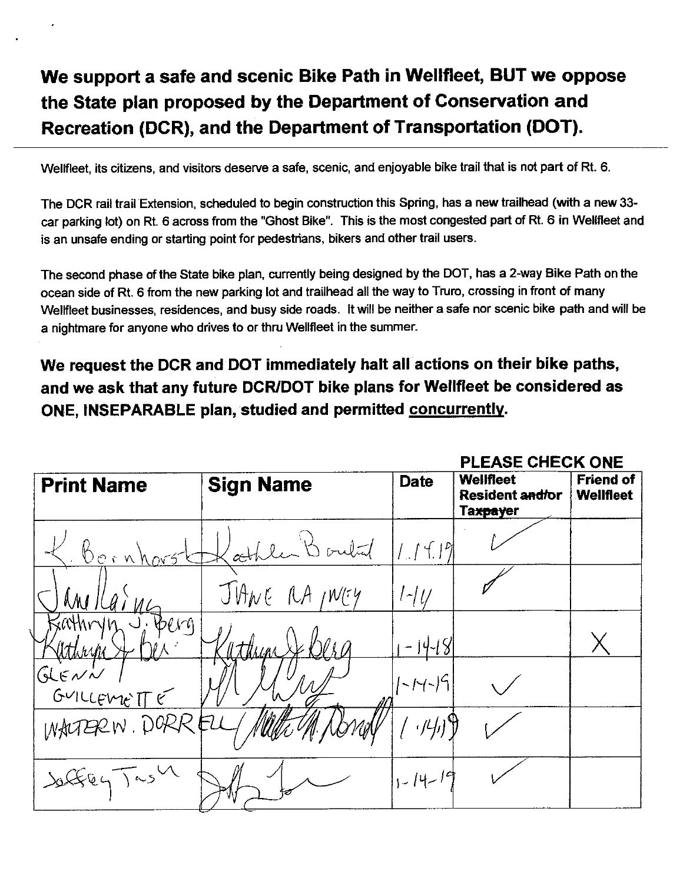**We support a safe and scenic Bike Path in Wellfleet, BUT we oppose the State plan proposed by the Department of Conservation and Recreation (DCR), and the Department of Transportation (DOT).**

Wellfleet, its citizens, and visitors deserve a safe, scenic, and enjoyable bike trail that is not part of Rt. 6.

The DCR rail trail Extension, scheduled to begin construction this Spring, has a new trailhead (with a new 33-car parking lot) on Rt. 6 across from the "Ghost Bike". This is the most congested part of Rt. 6 in Wellfleet and is an unsafe ending or starting point for pedestrians, bikers and other trail users.

The second phase of the State bike plan, currently being designed by the DOT, has a 2-way Bike Path on the ocean side of Rt. 6 from the new parking lot and trailhead all the way to Truro, crossing in front of many Wellfleet businesses, residences, and busy side roads. It will be neither a safe nor scenic bike path and will be a nightmare for anyone who drives to or thru Wellfleet in the summer.

**We request the DCR and DOT immediately halt all actions on their bike paths, and we ask that any future DCR/DOT bike plans for Wellfleet be considered as ONE, INSEPARABLE plan, studied and permitted <u>concurrently</u>.**

**PLEASE CHECK ONE**

| Print Name | Sign Name | Date | Wellfleet Resident ~~and/or~~ ~~Taxpayer~~ | Friend of Wellfleet |
|---|---|---|---|---|
| K. Bornhorst | Kathleen Bornhorst | 1.14.19 | ✓ | |
| Jane Rainey | JANE RAINEY | 1-14 | ✓ | |
| Kathryn J. Berg | Kathryn J. Berg | 1-14-18 | | X |
| GLENN GUILLEMETTE | (signature) | 1-14-19 | ✓ | |
| WALTER W. DORRELL | Walter W. Dorrell | 1.14.19 | ✓ | |
| Jeffrey Tash | (signature) | 1-14-19 | ✓ | |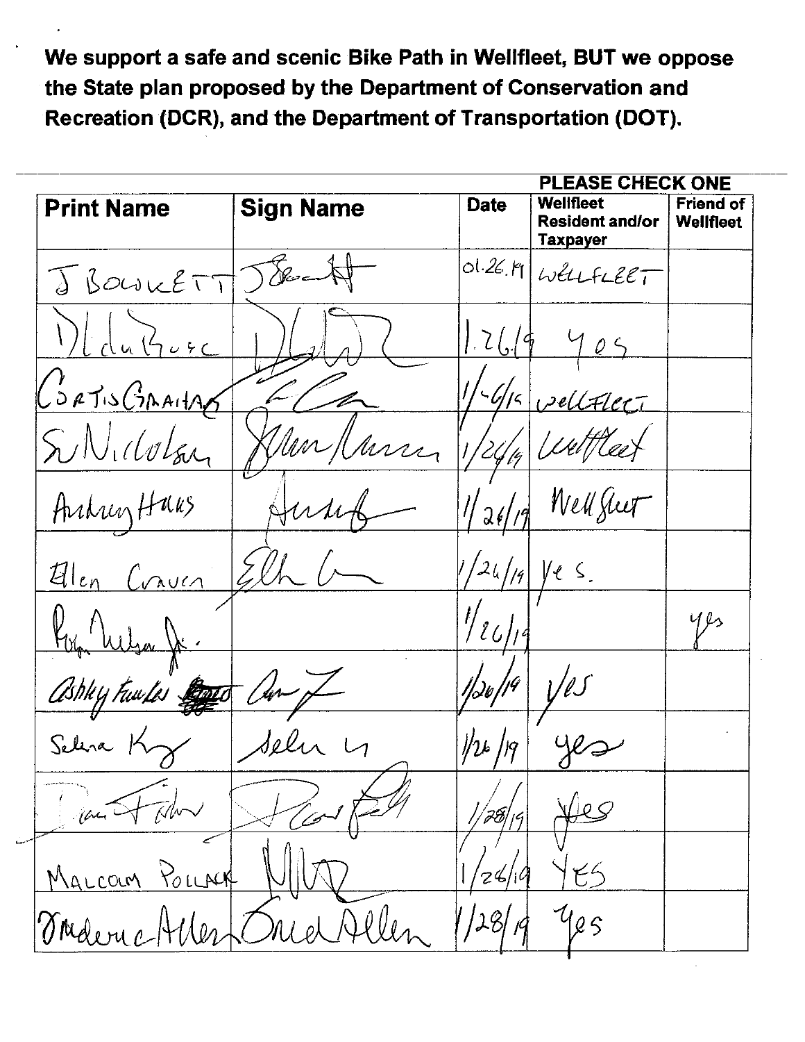**We support a safe and scenic Bike Path in Wellfleet, BUT we oppose the State plan proposed by the Department of Conservation and Recreation (DCR), and the Department of Transportation (DOT).**

| Print Name | Sign Name | Date | PLEASE CHECK ONE<br>Wellfleet Resident and/or Taxpayer | Friend of Wellfleet |
|---|---|---|---|---|
| J BOWKETT | J Bowkett | 01.26.19 | WELLFLEET | |
| D L duBois | | 1.26.19 | yes | |
| CURTIS GRAHAM | | 1/26/19 | wellfleet | |
| S Nicholson | | 1/26/19 | Wellfleet | |
| Audrey Hawks | | 1/26/19 | Wellfleet | |
| Ellen Craven | Ellen C | 1/26/19 | yes. | |
| Rogers Wilson Jr. | | 1/26/19 | | yes |
| Ashley Fowler | | 1/26/19 | yes | |
| Selena Kay | Selena K | 1/26/19 | yes | |
| Diane Fisher | | 1/28/19 | yes | |
| MALCOLM POLLACK | | 1/26/19 | YES | |
| Frederica Allen | Frederica Allen | 1/28/19 | yes | |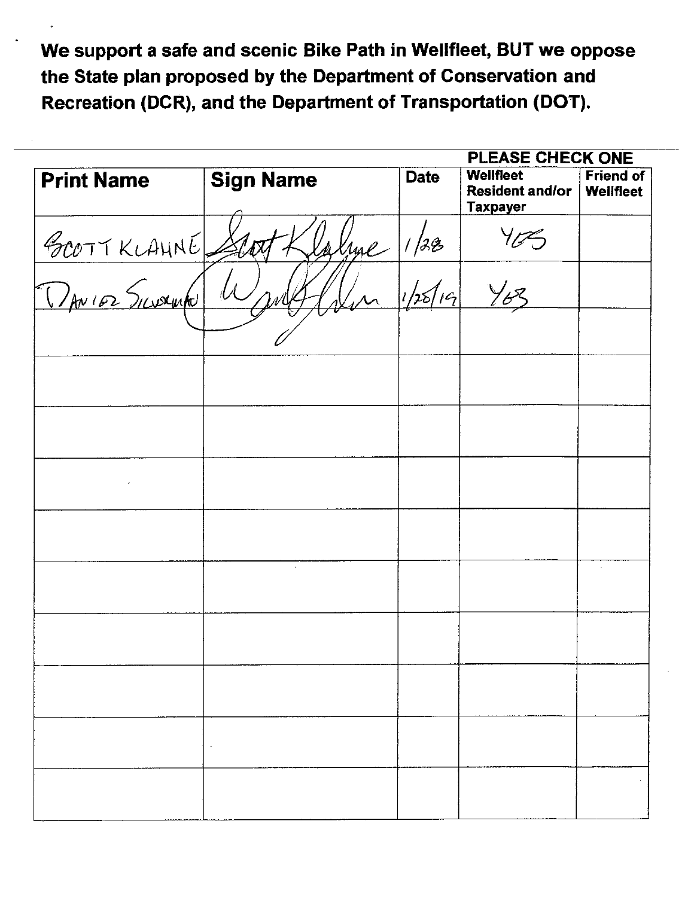**We support a safe and scenic Bike Path in Wellfleet, BUT we oppose the State plan proposed by the Department of Conservation and Recreation (DCR), and the Department of Transportation (DOT).**

| Print Name | Sign Name | Date | PLEASE CHECK ONE: Wellfleet Resident and/or Taxpayer | Friend of Wellfleet |
|---|---|---|---|---|
| SCOTT KLAHNE | Scott Klahne | 1/28 | YES | |
| DANIEL SILVERMAN | | 1/28/19 | YES | |
| | | | | |
| | | | | |
| | | | | |
| | | | | |
| | | | | |
| | | | | |
| | | | | |
| | | | | |
| | | | | |
| | | | | |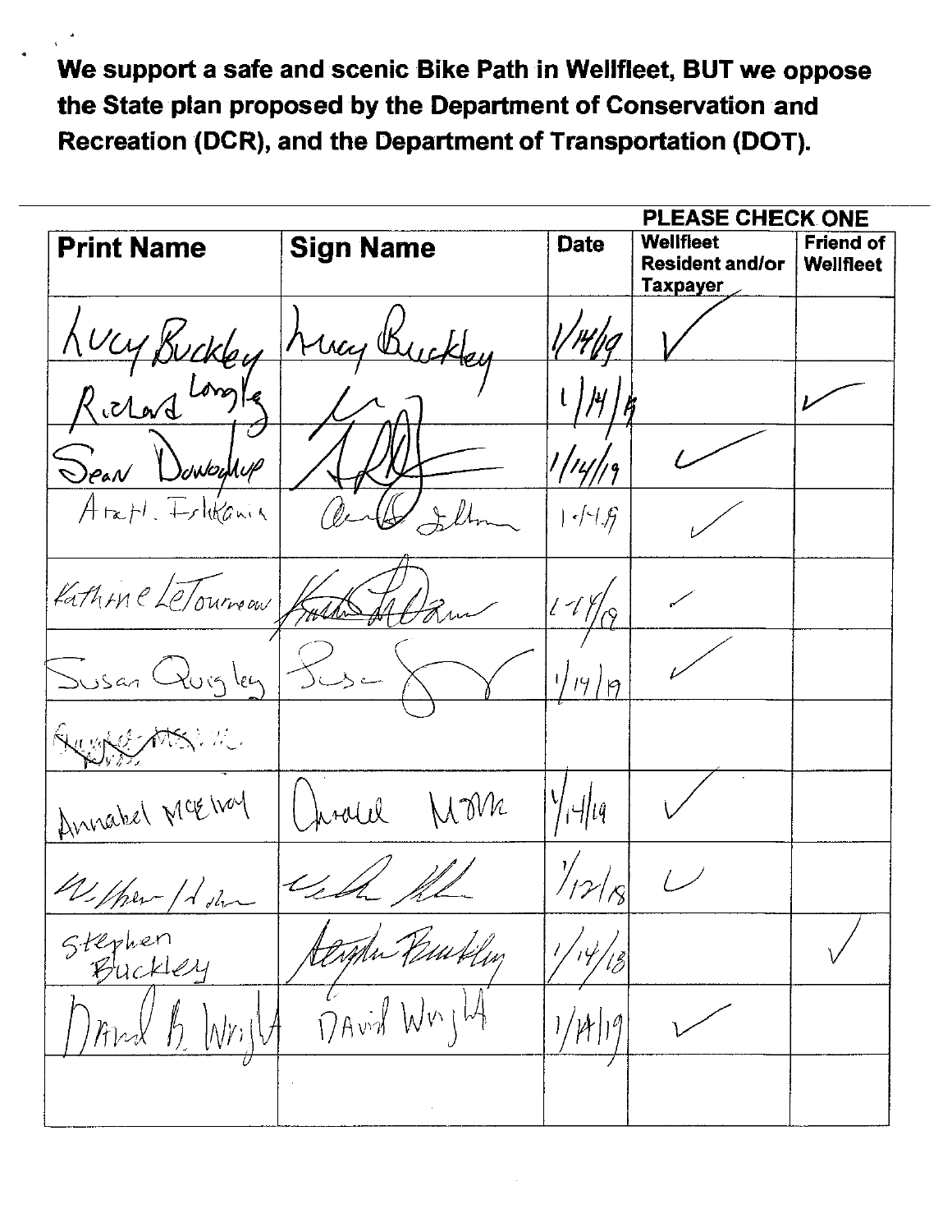**We support a safe and scenic Bike Path in Wellfleet, BUT we oppose the State plan proposed by the Department of Conservation and Recreation (DCR), and the Department of Transportation (DOT).**

| Print Name | Sign Name | Date | PLEASE CHECK ONE<br>Wellfleet Resident and/or Taxpayer | Friend of Wellfleet |
|---|---|---|---|---|
| Lucy Buckley | Lucy Buckley | 1/14/19 | ✓ | |
| Richard Longley | | 1/14/19 | | ✓ |
| Sean Donoghue | | 1/14/19 | ✓ | |
| Arch. Ishkanian | | 1-14-19 | ✓ | |
| Kathrine LeTourneau | | 1-14/19 | ✓ | |
| Susan Quigley | | 1/14/19 | ✓ | |
| | | | | |
| Annabel McElroy | | 1/14/19 | ✓ | |
| | | 1/12/18 | ✓ | |
| Stephen Buckley | Stephen Buckley | 1/14/18 | | ✓ |
| David B. Wright | David Wright | 1/14/19 | ✓ | |
| | | | | |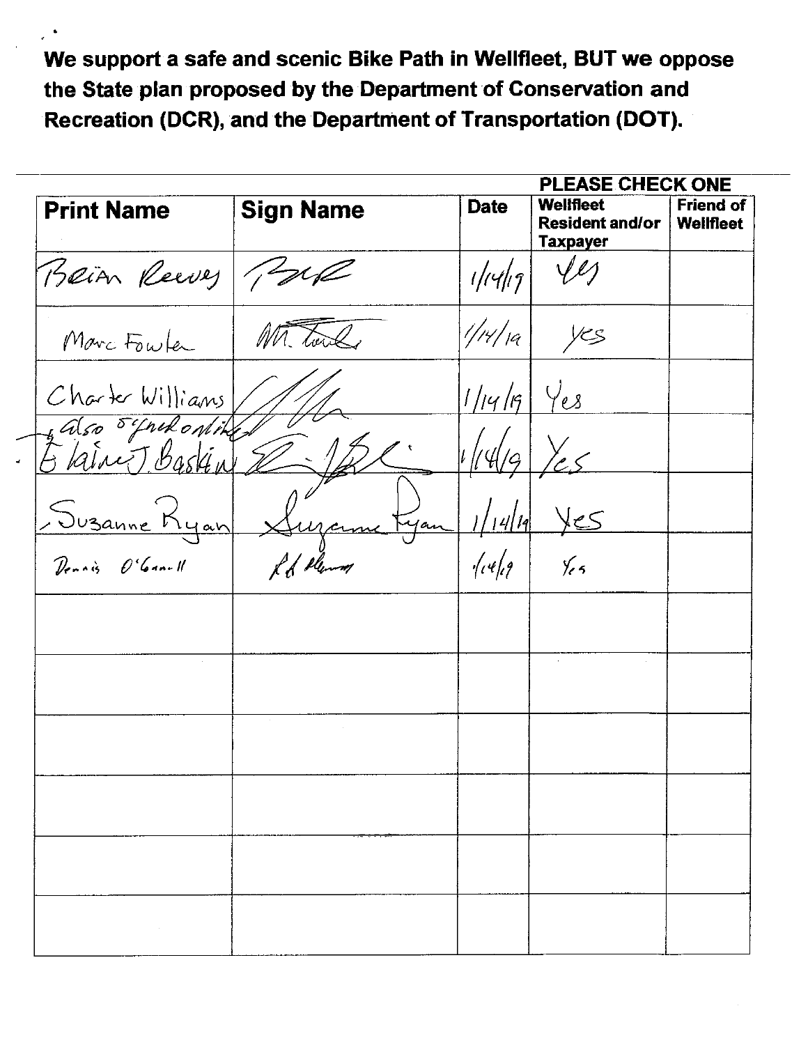**We support a safe and scenic Bike Path in Wellfleet, BUT we oppose the State plan proposed by the Department of Conservation and Recreation (DCR), and the Department of Transportation (DOT).**

| Print Name | Sign Name | Date | PLEASE CHECK ONE<br>Wellfleet Resident and/or Taxpayer | Friend of Wellfleet |
|---|---|---|---|---|
| Brian Reeves | | 1/14/19 | Yes | |
| Marc Fowler | | 1/14/19 | Yes | |
| Charter Williams | | 1/14/19 | Yes | |
| also signed online Elaine J. Baskin | | 1/14/19 | Yes | |
| Suzanne Ryan | | 1/14/19 | Yes | |
| Dennis O'Connell | | 1/14/19 | Yes | |
| | | | | |
| | | | | |
| | | | | |
| | | | | |
| | | | | |
| | | | | |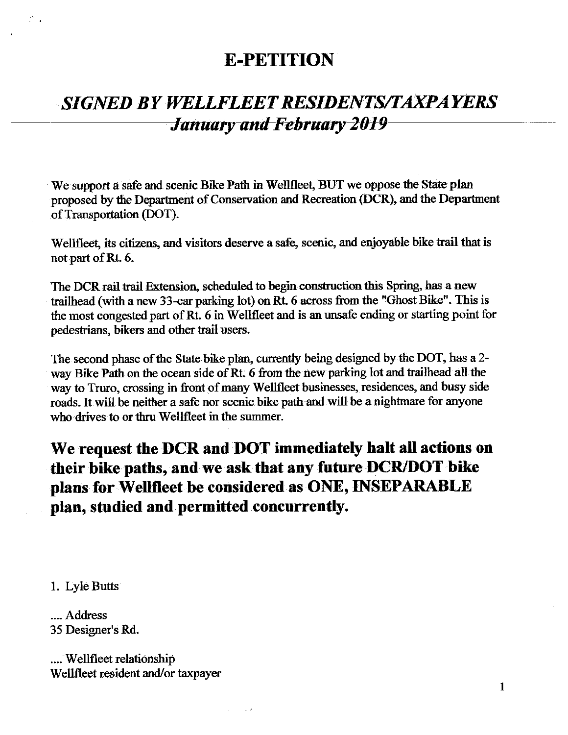# E-PETITION

## *SIGNED BY WELLFLEET RESIDENTS/TAXPAYERS*
## *January and February 2019*

We support a safe and scenic Bike Path in Wellfleet, BUT we oppose the State plan proposed by the Department of Conservation and Recreation (DCR), and the Department of Transportation (DOT).

Wellfleet, its citizens, and visitors deserve a safe, scenic, and enjoyable bike trail that is not part of Rt. 6.

The DCR rail trail Extension, scheduled to begin construction this Spring, has a new trailhead (with a new 33-car parking lot) on Rt. 6 across from the "Ghost Bike". This is the most congested part of Rt. 6 in Wellfleet and is an unsafe ending or starting point for pedestrians, bikers and other trail users.

The second phase of the State bike plan, currently being designed by the DOT, has a 2-way Bike Path on the ocean side of Rt. 6 from the new parking lot and trailhead all the way to Truro, crossing in front of many Wellfleet businesses, residences, and busy side roads. It will be neither a safe nor scenic bike path and will be a nightmare for anyone who drives to or thru Wellfleet in the summer.

**We request the DCR and DOT immediately halt all actions on their bike paths, and we ask that any future DCR/DOT bike plans for Wellfleet be considered as ONE, INSEPARABLE plan, studied and permitted concurrently.**

1. Lyle Butts

.... Address
35 Designer's Rd.

.... Wellfleet relationship
Wellfleet resident and/or taxpayer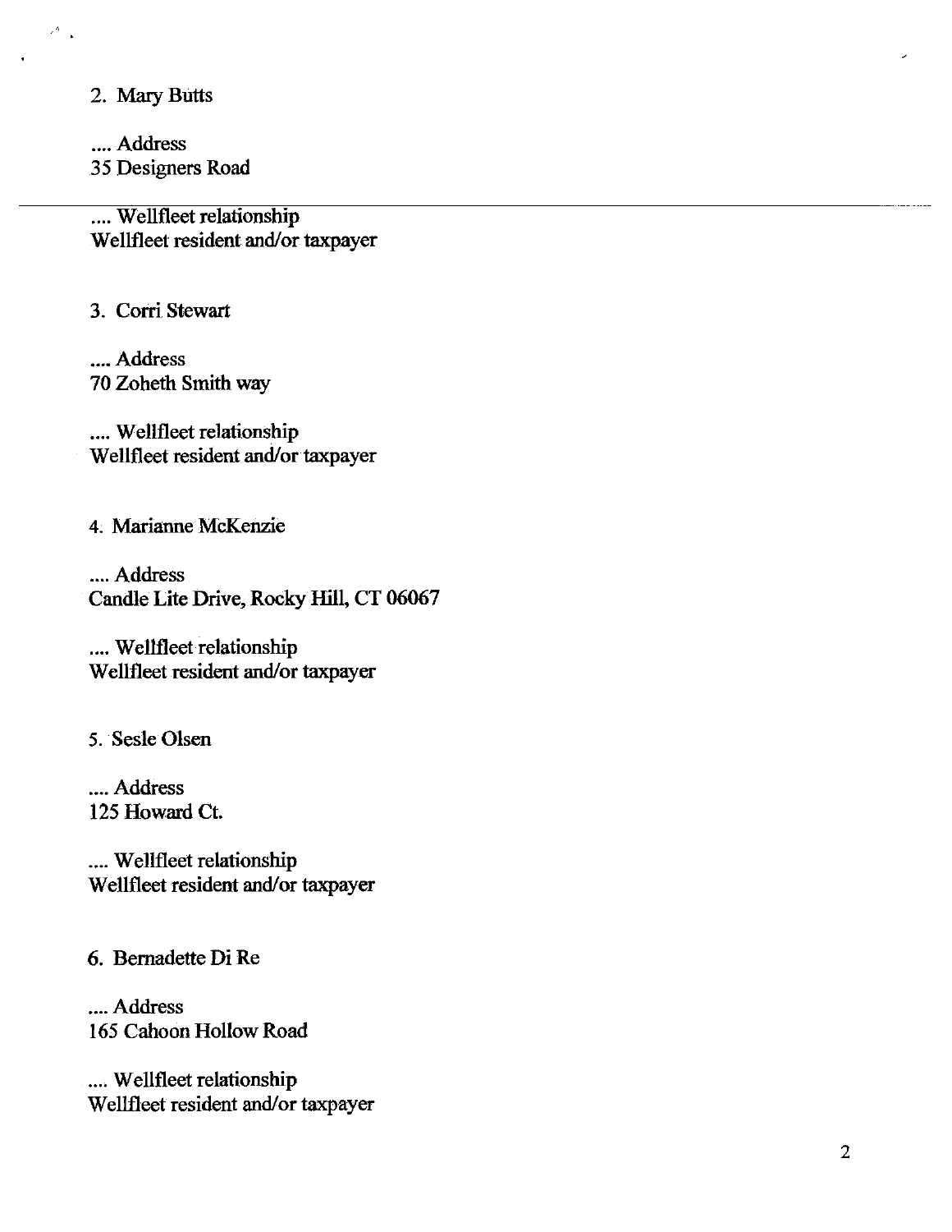2. Mary Butts

.... Address
35 Designers Road

.... Wellfleet relationship
Wellfleet resident and/or taxpayer

3. Corri Stewart

.... Address
70 Zoheth Smith way

.... Wellfleet relationship
Wellfleet resident and/or taxpayer

4. Marianne McKenzie

.... Address
Candle Lite Drive, Rocky Hill, CT 06067

.... Wellfleet relationship
Wellfleet resident and/or taxpayer

5. Sesle Olsen

.... Address
125 Howard Ct.

.... Wellfleet relationship
Wellfleet resident and/or taxpayer

6. Bernadette Di Re

.... Address
165 Cahoon Hollow Road

.... Wellfleet relationship
Wellfleet resident and/or taxpayer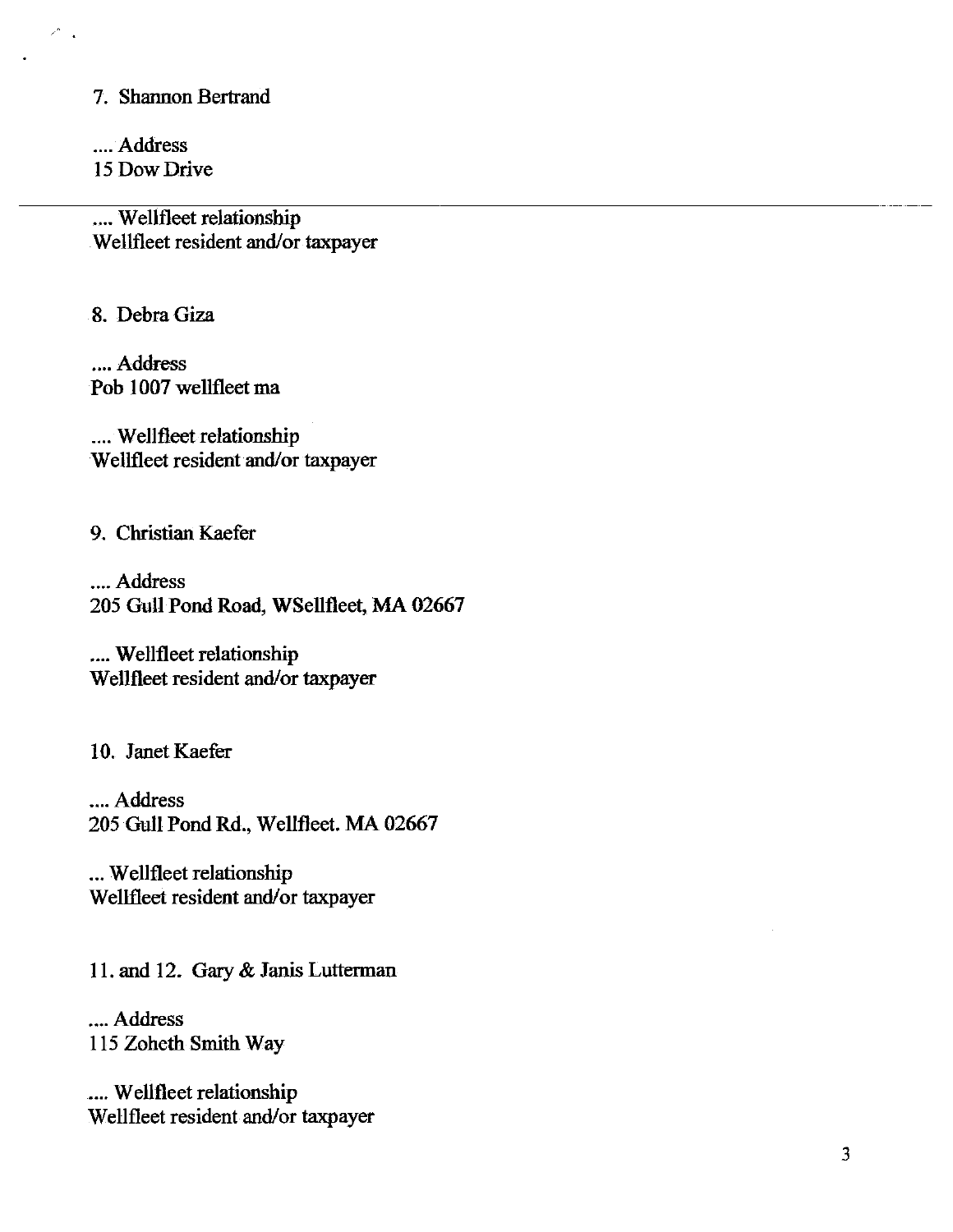7. Shannon Bertrand

.... Address
15 Dow Drive

---

.... Wellfleet relationship
Wellfleet resident and/or taxpayer

8. Debra Giza

.... Address
Pob 1007 wellfleet ma

.... Wellfleet relationship
Wellfleet resident and/or taxpayer

9. Christian Kaefer

.... Address
205 Gull Pond Road, WSellfleet, MA 02667

.... Wellfleet relationship
Wellfleet resident and/or taxpayer

10. Janet Kaefer

.... Address
205 Gull Pond Rd., Wellfleet. MA 02667

... Wellfleet relationship
Wellfleet resident and/or taxpayer

11. and 12. Gary & Janis Lutterman

.... Address
115 Zoheth Smith Way

.... Wellfleet relationship
Wellfleet resident and/or taxpayer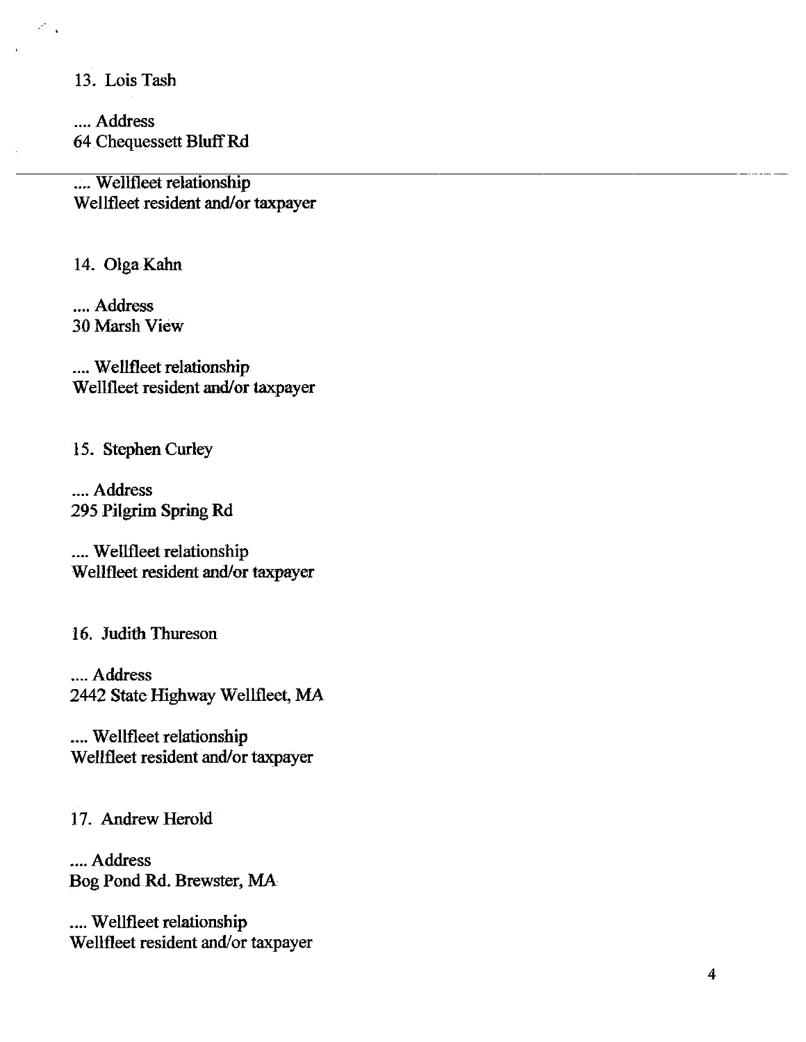13. Lois Tash

.... Address
64 Chequessett Bluff Rd

.... Wellfleet relationship
Wellfleet resident and/or taxpayer

14. Olga Kahn

.... Address
30 Marsh View

.... Wellfleet relationship
Wellfleet resident and/or taxpayer

15. Stephen Curley

.... Address
295 Pilgrim Spring Rd

.... Wellfleet relationship
Wellfleet resident and/or taxpayer

16. Judith Thureson

.... Address
2442 State Highway Wellfleet, MA

.... Wellfleet relationship
Wellfleet resident and/or taxpayer

17. Andrew Herold

.... Address
Bog Pond Rd. Brewster, MA

.... Wellfleet relationship
Wellfleet resident and/or taxpayer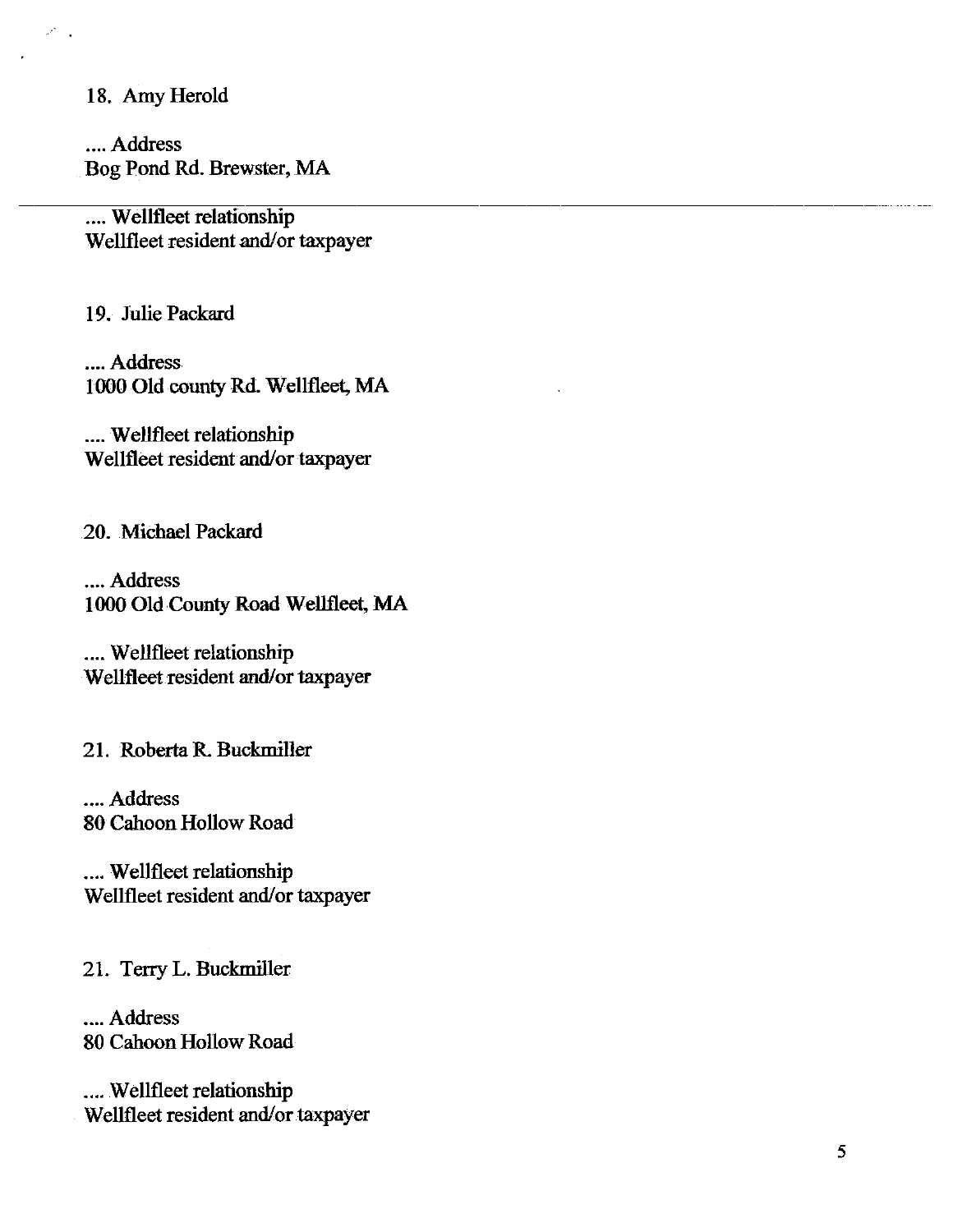18. Amy Herold

.... Address
Bog Pond Rd. Brewster, MA

---

.... Wellfleet relationship
Wellfleet resident and/or taxpayer

19. Julie Packard

.... Address
1000 Old county Rd. Wellfleet, MA

.... Wellfleet relationship
Wellfleet resident and/or taxpayer

20. Michael Packard

.... Address
1000 Old County Road Wellfleet, MA

.... Wellfleet relationship
Wellfleet resident and/or taxpayer

21. Roberta R. Buckmiller

.... Address
80 Cahoon Hollow Road

.... Wellfleet relationship
Wellfleet resident and/or taxpayer

21. Terry L. Buckmiller

.... Address
80 Cahoon Hollow Road

.... Wellfleet relationship
Wellfleet resident and/or taxpayer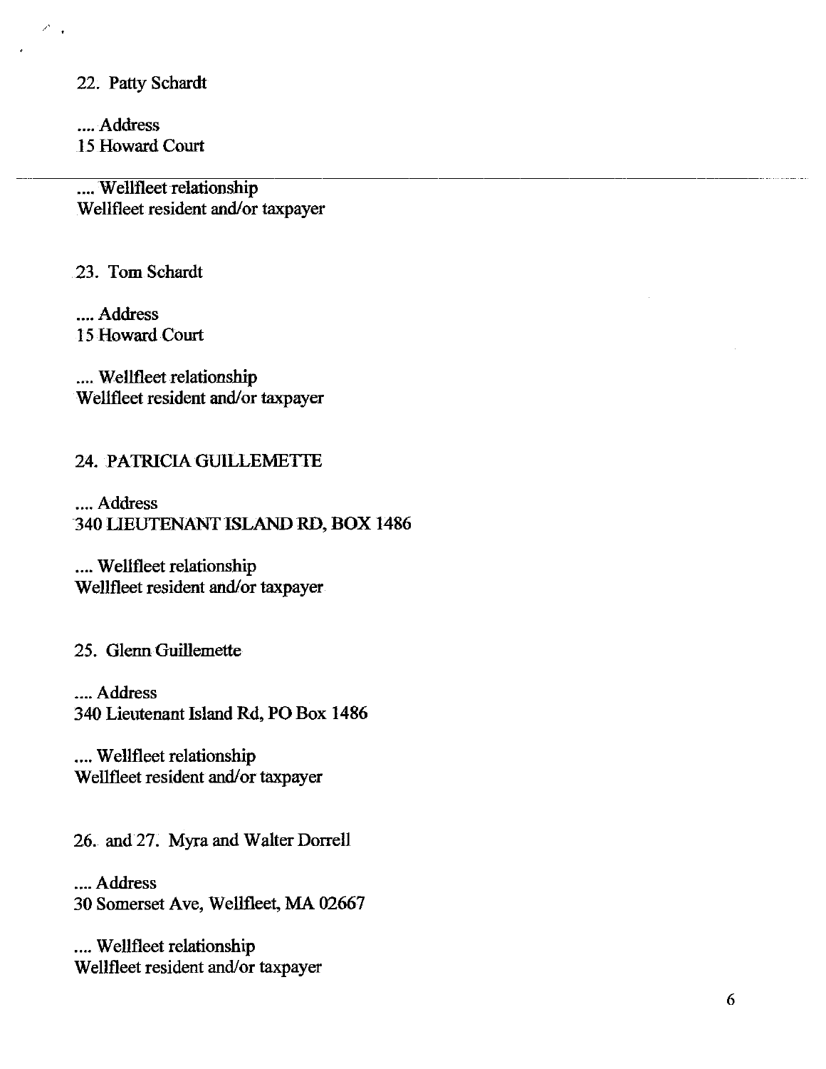22. Patty Schardt

.... Address
15 Howard Court

.... Wellfleet relationship
Wellfleet resident and/or taxpayer

23. Tom Schardt

.... Address
15 Howard Court

.... Wellfleet relationship
Wellfleet resident and/or taxpayer

24. PATRICIA GUILLEMETTE

.... Address
340 LIEUTENANT ISLAND RD, BOX 1486

.... Wellfleet relationship
Wellfleet resident and/or taxpayer

25. Glenn Guillemette

.... Address
340 Lieutenant Island Rd, PO Box 1486

.... Wellfleet relationship
Wellfleet resident and/or taxpayer

26. and 27. Myra and Walter Dorrell

.... Address
30 Somerset Ave, Wellfleet, MA 02667

.... Wellfleet relationship
Wellfleet resident and/or taxpayer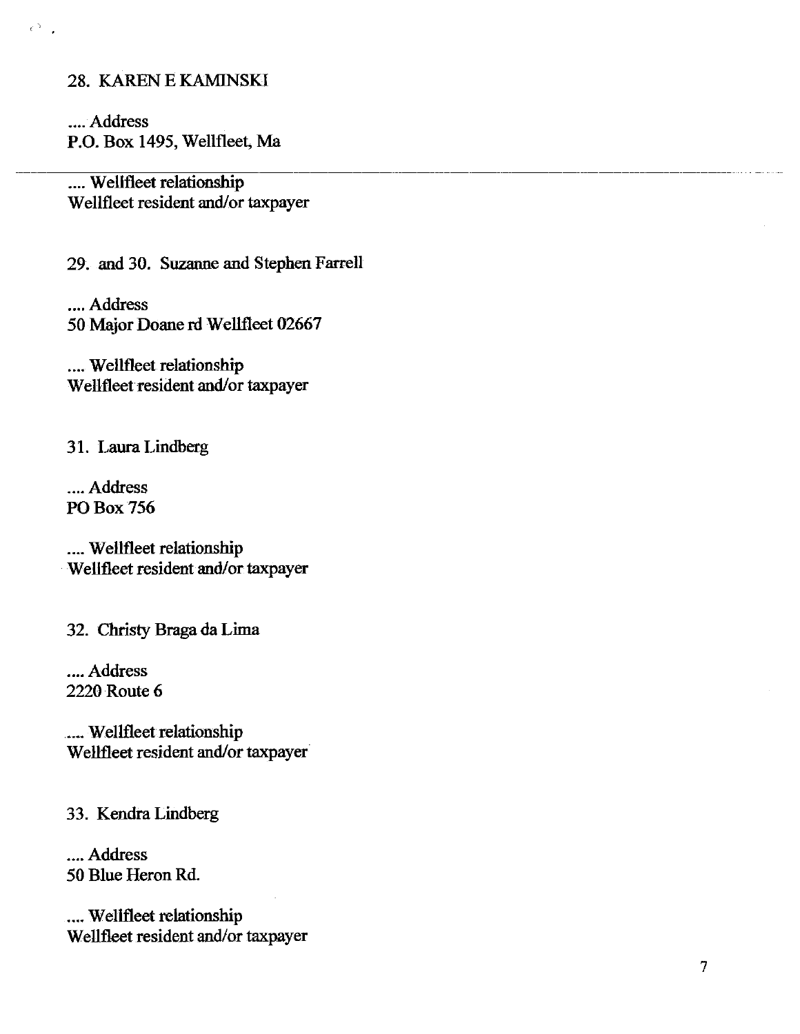28. KAREN E KAMINSKI

.... Address
P.O. Box 1495, Wellfleet, Ma

---

.... Wellfleet relationship
Wellfleet resident and/or taxpayer

29. and 30. Suzanne and Stephen Farrell

.... Address
50 Major Doane rd Wellfleet 02667

.... Wellfleet relationship
Wellfleet resident and/or taxpayer

31. Laura Lindberg

.... Address
PO Box 756

.... Wellfleet relationship
Wellfleet resident and/or taxpayer

32. Christy Braga da Lima

.... Address
2220 Route 6

.... Wellfleet relationship
Wellfleet resident and/or taxpayer

33. Kendra Lindberg

.... Address
50 Blue Heron Rd.

.... Wellfleet relationship
Wellfleet resident and/or taxpayer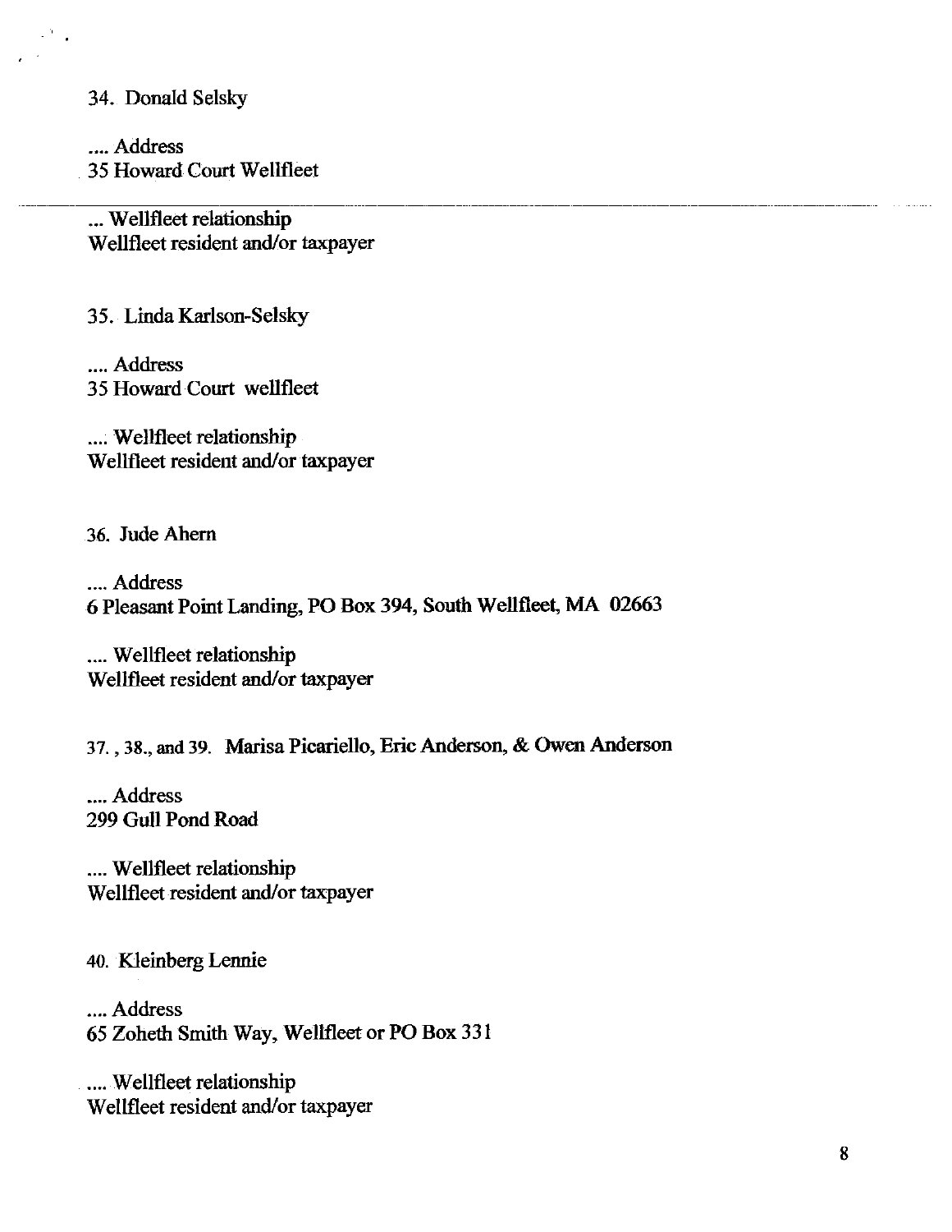34. Donald Selsky

.... Address
35 Howard Court Wellfleet

... Wellfleet relationship
Wellfleet resident and/or taxpayer

35. Linda Karlson-Selsky

.... Address
35 Howard Court wellfleet

.... Wellfleet relationship
Wellfleet resident and/or taxpayer

36. Jude Ahern

.... Address
6 Pleasant Point Landing, PO Box 394, South Wellfleet, MA 02663

.... Wellfleet relationship
Wellfleet resident and/or taxpayer

37., 38., and 39. Marisa Picariello, Eric Anderson, & Owen Anderson

.... Address
299 Gull Pond Road

.... Wellfleet relationship
Wellfleet resident and/or taxpayer

40. Kleinberg Lennie

.... Address
65 Zoheth Smith Way, Wellfleet or PO Box 331

.... Wellfleet relationship
Wellfleet resident and/or taxpayer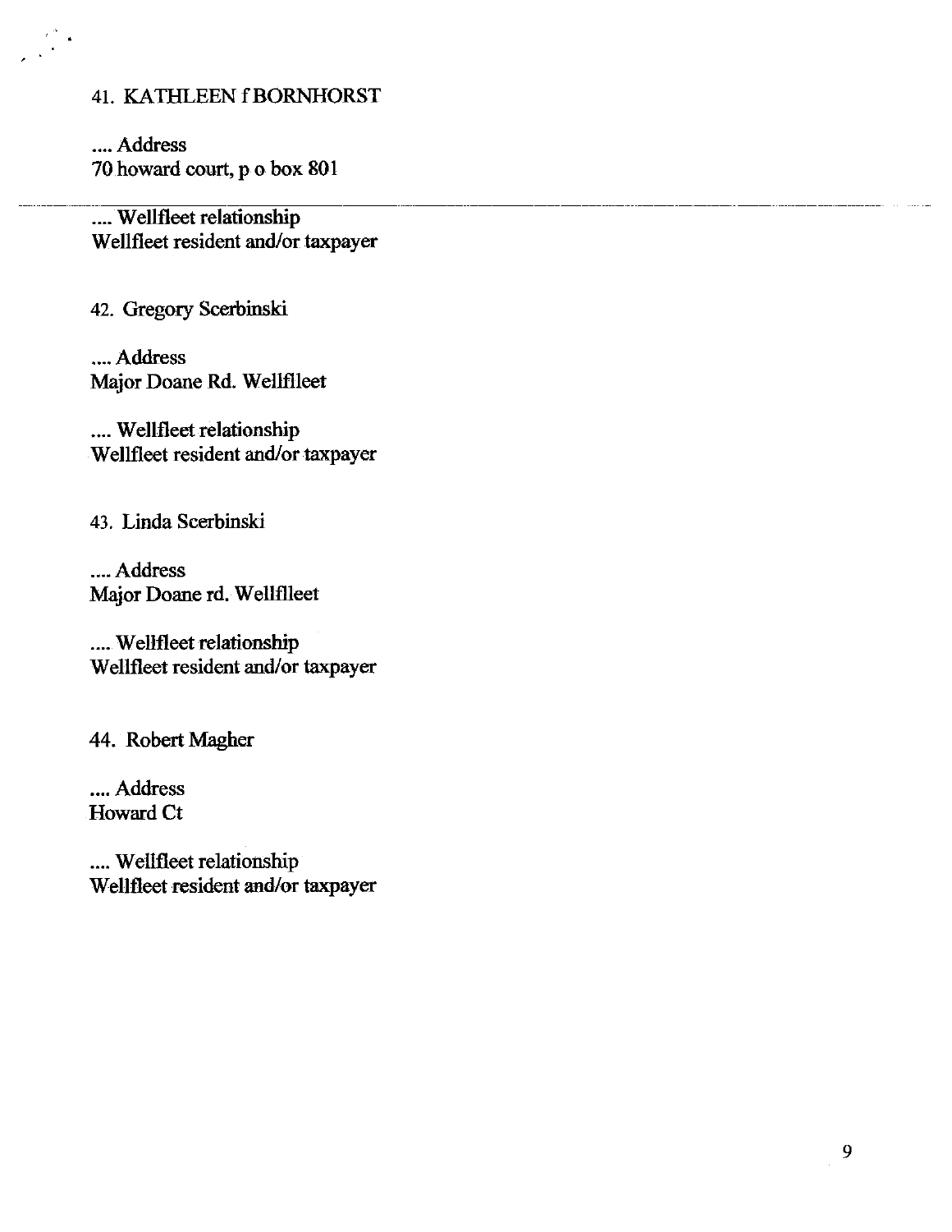41. KATHLEEN f BORNHORST

.... Address
70 howard court, p o box 801

---

.... Wellfleet relationship
Wellfleet resident and/or taxpayer

42. Gregory Scerbinski

.... Address
Major Doane Rd. Wellflleet

.... Wellfleet relationship
Wellfleet resident and/or taxpayer

43. Linda Scerbinski

.... Address
Major Doane rd. Wellflleet

.... Wellfleet relationship
Wellfleet resident and/or taxpayer

44. Robert Magher

.... Address
Howard Ct

.... Wellfleet relationship
Wellfleet resident and/or taxpayer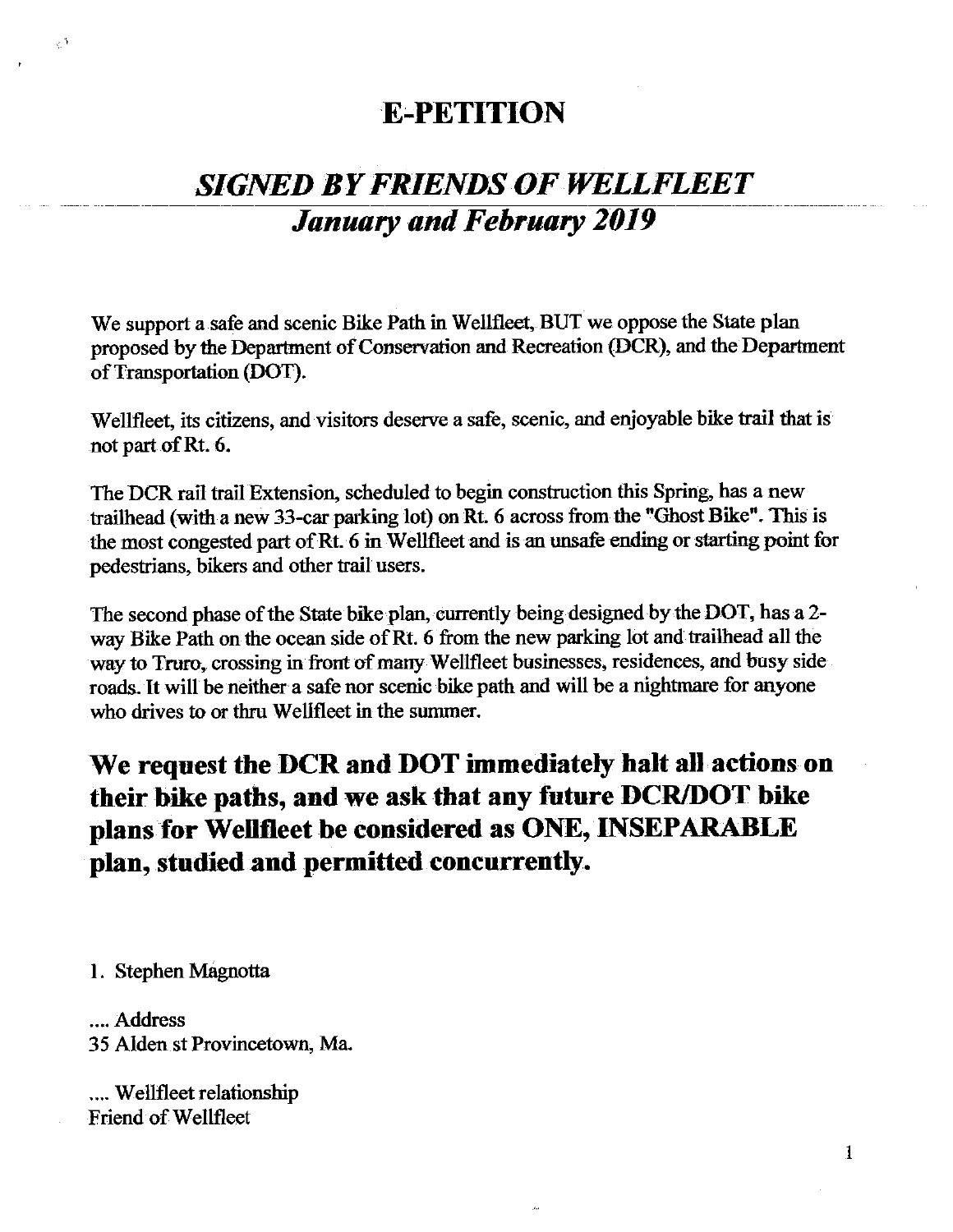# E-PETITION

## *SIGNED BY FRIENDS OF WELLFLEET*
## *January and February 2019*

We support a safe and scenic Bike Path in Wellfleet, BUT we oppose the State plan proposed by the Department of Conservation and Recreation (DCR), and the Department of Transportation (DOT).

Wellfleet, its citizens, and visitors deserve a safe, scenic, and enjoyable bike trail that is not part of Rt. 6.

The DCR rail trail Extension, scheduled to begin construction this Spring, has a new trailhead (with a new 33-car parking lot) on Rt. 6 across from the "Ghost Bike". This is the most congested part of Rt. 6 in Wellfleet and is an unsafe ending or starting point for pedestrians, bikers and other trail users.

The second phase of the State bike plan, currently being designed by the DOT, has a 2-way Bike Path on the ocean side of Rt. 6 from the new parking lot and trailhead all the way to Truro, crossing in front of many Wellfleet businesses, residences, and busy side roads. It will be neither a safe nor scenic bike path and will be a nightmare for anyone who drives to or thru Wellfleet in the summer.

## We request the DCR and DOT immediately halt all actions on their bike paths, and we ask that any future DCR/DOT bike plans for Wellfleet be considered as ONE, INSEPARABLE plan, studied and permitted concurrently.

1. Stephen Magnotta

.... Address
35 Alden st Provincetown, Ma.

.... Wellfleet relationship
Friend of Wellfleet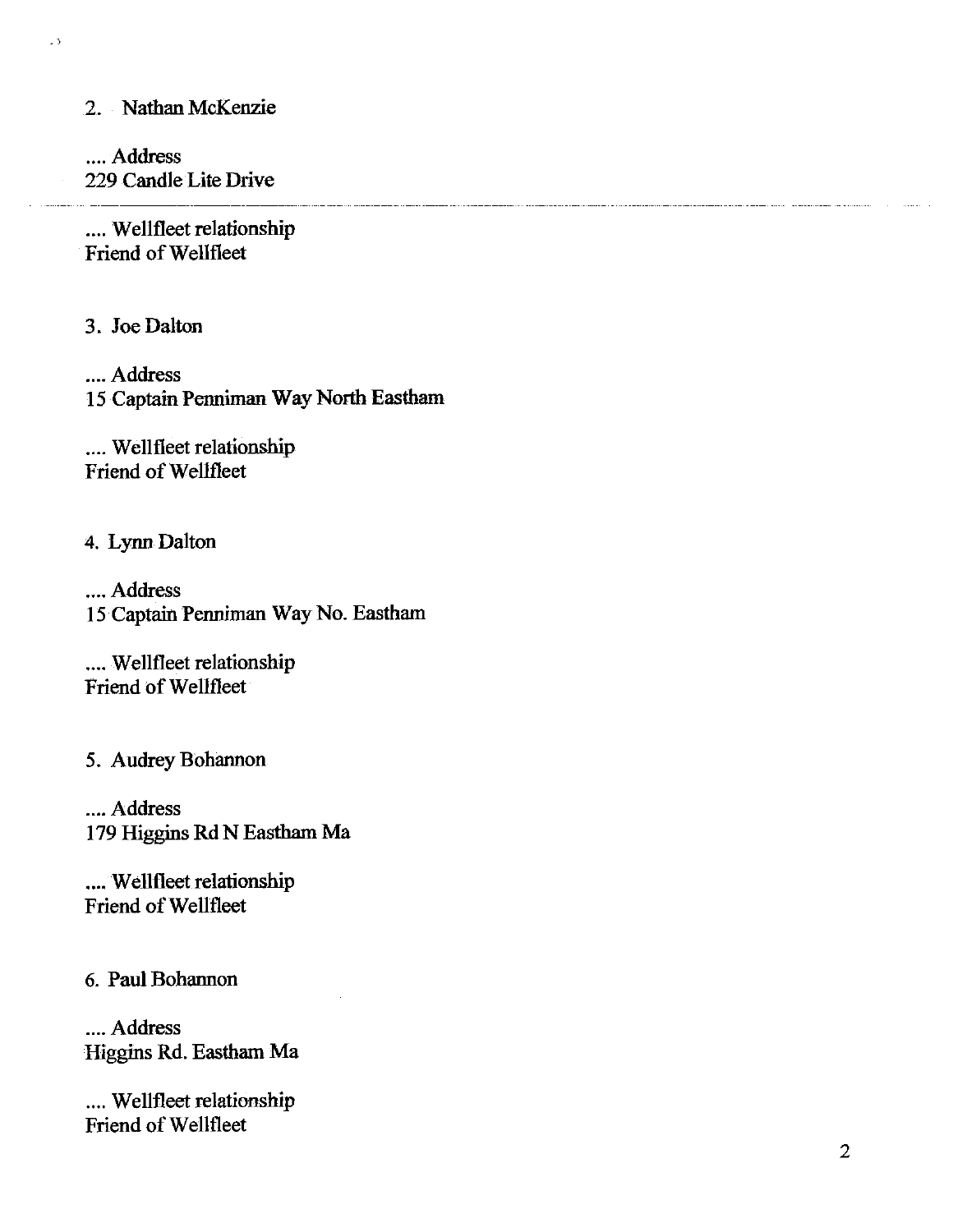2. Nathan McKenzie

.... Address
229 Candle Lite Drive

.... Wellfleet relationship
Friend of Wellfleet

3. Joe Dalton

.... Address
15 Captain Penniman Way North Eastham

.... Wellfleet relationship
Friend of Wellfleet

4. Lynn Dalton

.... Address
15 Captain Penniman Way No. Eastham

.... Wellfleet relationship
Friend of Wellfleet

5. Audrey Bohannon

.... Address
179 Higgins Rd N Eastham Ma

.... Wellfleet relationship
Friend of Wellfleet

6. Paul Bohannon

.... Address
Higgins Rd. Eastham Ma

.... Wellfleet relationship
Friend of Wellfleet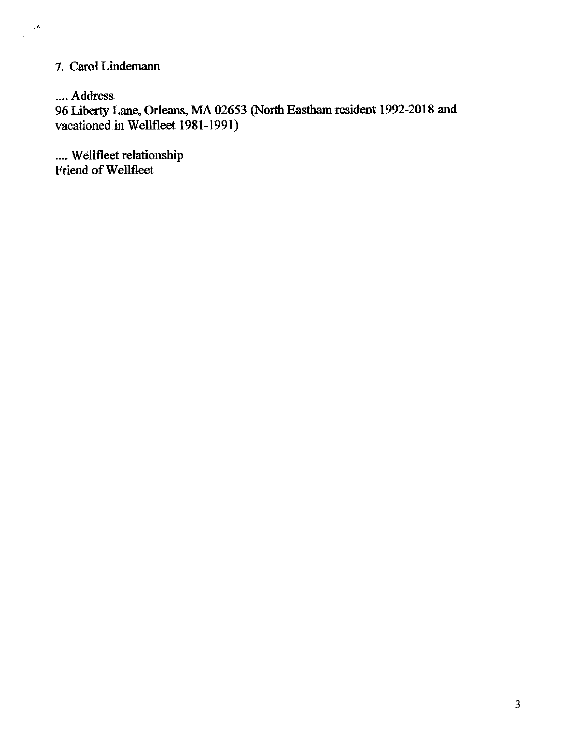7. Carol Lindemann

.... Address
96 Liberty Lane, Orleans, MA 02653 (North Eastham resident 1992-2018 and vacationed in Wellfleet 1981-1991)

.... Wellfleet relationship
Friend of Wellfleet